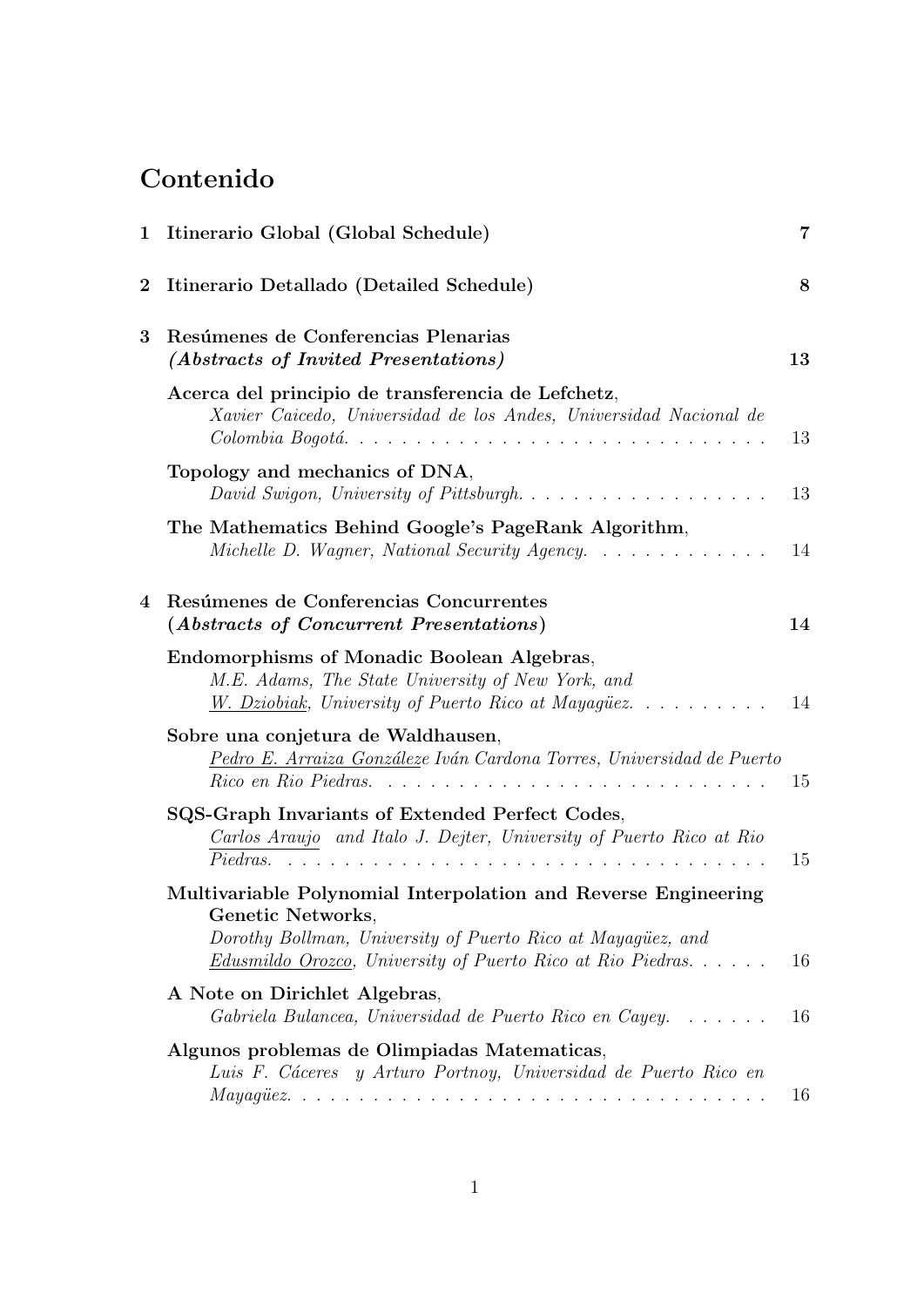# Contenido

**1 Itinerario Global (Global Schedule)** — **7**

**2 Itinerario Detallado (Detailed Schedule)** — **8**

**3 Resúmenes de Conferencias Plenarias** ***(Abstracts of Invited Presentations)*** — **13**

- **Acerca del principio de transferencia de Lefchetz**, *Xavier Caicedo, Universidad de los Andes, Universidad Nacional de Colombia Bogotá.* — 13
- **Topology and mechanics of DNA**, *David Swigon, University of Pittsburgh.* — 13
- **The Mathematics Behind Google's PageRank Algorithm**, *Michelle D. Wagner, National Security Agency.* — 14

**4 Resúmenes de Conferencias Concurrentes** **(*Abstracts of Concurrent Presentations*)** — **14**

- **Endomorphisms of Monadic Boolean Algebras**, *M.E. Adams, The State University of New York, and <u>W. Dziobiak</u>, University of Puerto Rico at Mayagüez.* — 14
- **Sobre una conjetura de Waldhausen**, *<u>Pedro E. Arraiza Gonzále</u>ze Iván Cardona Torres, Universidad de Puerto Rico en Rio Piedras.* — 15
- **SQS-Graph Invariants of Extended Perfect Codes**, *<u>Carlos Araujo</u> and Italo J. Dejter, University of Puerto Rico at Rio Piedras.* — 15
- **Multivariable Polynomial Interpolation and Reverse Engineering Genetic Networks**, *Dorothy Bollman, University of Puerto Rico at Mayagüez, and <u>Edusmildo Orozco</u>, University of Puerto Rico at Rio Piedras.* — 16
- **A Note on Dirichlet Algebras**, *Gabriela Bulancea, Universidad de Puerto Rico en Cayey.* — 16
- **Algunos problemas de Olimpiadas Matematicas**, *Luis F. Cáceres y Arturo Portnoy, Universidad de Puerto Rico en Mayagüez.* — 16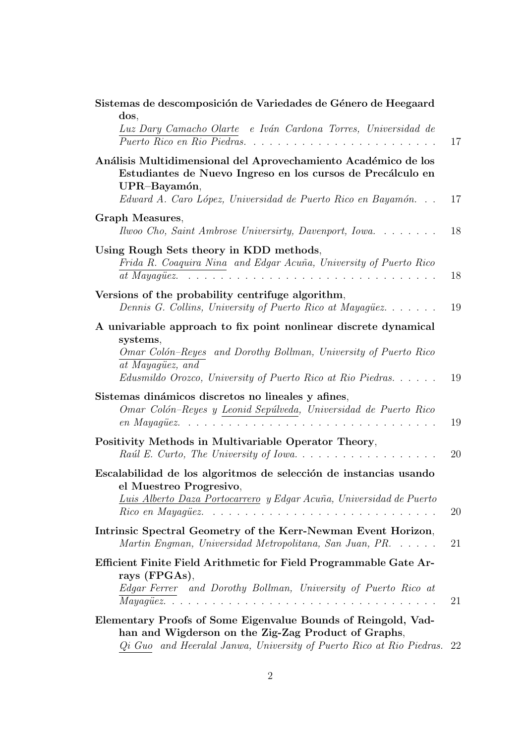**Sistemas de descomposición de Variedades de Género de Heegaard dos**,
*Luz Dary Camacho Olarte e Iván Cardona Torres, Universidad de Puerto Rico en Rio Piedras.* . . . . . 17

**Análisis Multidimensional del Aprovechamiento Académico de los Estudiantes de Nuevo Ingreso en los cursos de Precálculo en UPR–Bayamón**,
*Edward A. Caro López, Universidad de Puerto Rico en Bayamón.* . . . 17

**Graph Measures**,
*Ilwoo Cho, Saint Ambrose Universirty, Davenport, Iowa.* . . . . . 18

**Using Rough Sets theory in KDD methods**,
*Frida R. Coaquira Nina and Edgar Acuña, University of Puerto Rico at Mayagüez.* . . . . . 18

**Versions of the probability centrifuge algorithm**,
*Dennis G. Collins, University of Puerto Rico at Mayagüez.* . . . . . 19

**A univariable approach to fix point nonlinear discrete dynamical systems**,
*Omar Colón–Reyes and Dorothy Bollman, University of Puerto Rico at Mayagüez, and Edusmildo Orozco, University of Puerto Rico at Rio Piedras.* . . . . . 19

**Sistemas dinámicos discretos no lineales y afines**,
*Omar Colón–Reyes y Leonid Sepúlveda, Universidad de Puerto Rico en Mayagüez.* . . . . . 19

**Positivity Methods in Multivariable Operator Theory**,
*Raúl E. Curto, The University of Iowa.* . . . . . 20

**Escalabilidad de los algoritmos de selección de instancias usando el Muestreo Progresivo**,
*Luis Alberto Daza Portocarrero y Edgar Acuña, Universidad de Puerto Rico en Mayagüez.* . . . . . 20

**Intrinsic Spectral Geometry of the Kerr-Newman Event Horizon**,
*Martin Engman, Universidad Metropolitana, San Juan, PR.* . . . . . 21

**Efficient Finite Field Arithmetic for Field Programmable Gate Arrays (FPGAs)**,
*Edgar Ferrer and Dorothy Bollman, University of Puerto Rico at Mayagüez.* . . . . . 21

**Elementary Proofs of Some Eigenvalue Bounds of Reingold, Vadhan and Wigderson on the Zig-Zag Product of Graphs**,
*Qi Guo and Heeralal Janwa, University of Puerto Rico at Rio Piedras.* 22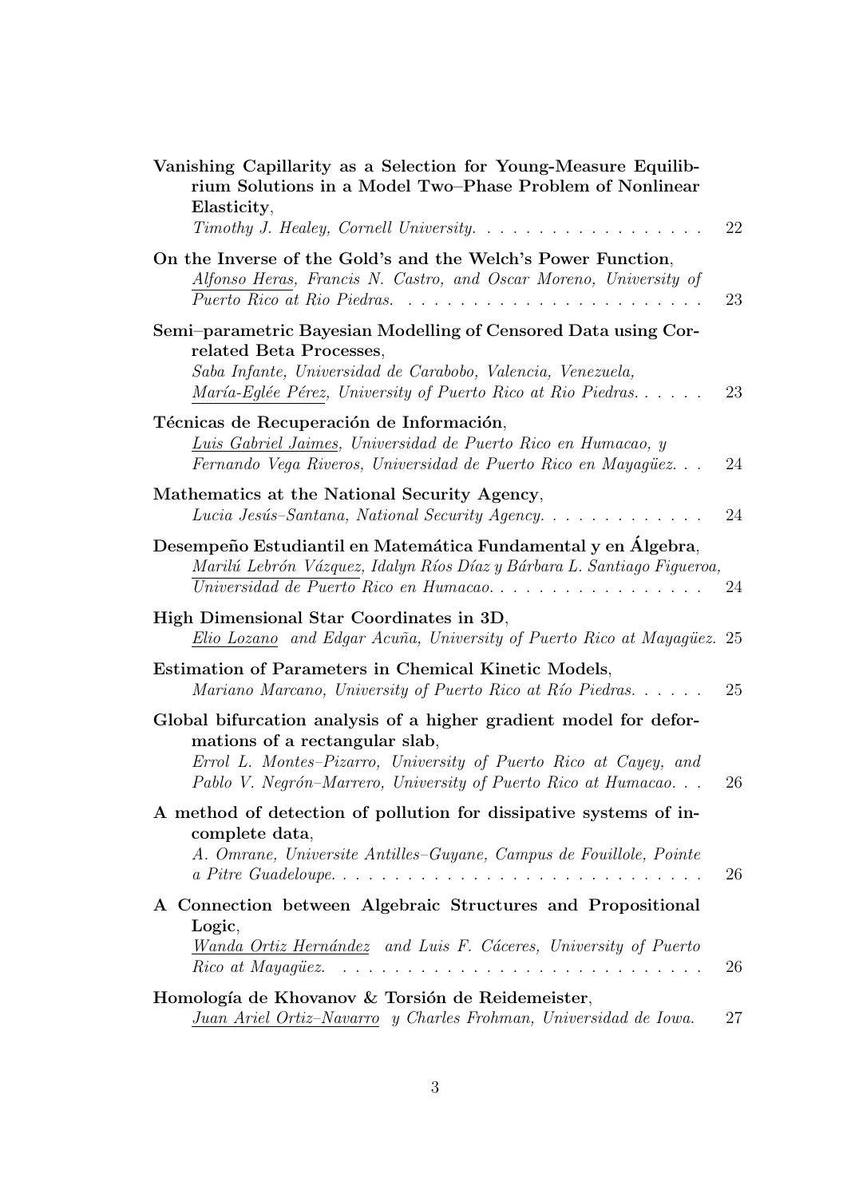**Vanishing Capillarity as a Selection for Young-Measure Equilibrium Solutions in a Model Two–Phase Problem of Nonlinear Elasticity**,
*Timothy J. Healey, Cornell University.* . . . . . . . . . . . . . . . . . 22

**On the Inverse of the Gold's and the Welch's Power Function**,
*Alfonso Heras, Francis N. Castro, and Oscar Moreno, University of Puerto Rico at Rio Piedras.* . . . . . . . . . . . . . . . . . . . . . . . 23

**Semi–parametric Bayesian Modelling of Censored Data using Correlated Beta Processes**,
*Saba Infante, Universidad de Carabobo, Valencia, Venezuela, María-Eglée Pérez, University of Puerto Rico at Rio Piedras.* . . . . . 23

**Técnicas de Recuperación de Información**,
*Luis Gabriel Jaimes, Universidad de Puerto Rico en Humacao, y Fernando Vega Riveros, Universidad de Puerto Rico en Mayagüez.* . . . 24

**Mathematics at the National Security Agency**,
*Lucia Jesús–Santana, National Security Agency.* . . . . . . . . . . . . 24

**Desempeño Estudiantil en Matemática Fundamental y en Álgebra**,
*Marilú Lebrón Vázquez, Idalyn Ríos Díaz y Bárbara L. Santiago Figueroa, Universidad de Puerto Rico en Humacao.* . . . . . . . . . . . . . . . . 24

**High Dimensional Star Coordinates in 3D**,
*Elio Lozano and Edgar Acuña, University of Puerto Rico at Mayagüez.* 25

**Estimation of Parameters in Chemical Kinetic Models**,
*Mariano Marcano, University of Puerto Rico at Río Piedras.* . . . . . 25

**Global bifurcation analysis of a higher gradient model for deformations of a rectangular slab**,
*Errol L. Montes–Pizarro, University of Puerto Rico at Cayey, and Pablo V. Negrón–Marrero, University of Puerto Rico at Humacao.* . . . 26

**A method of detection of pollution for dissipative systems of incomplete data**,
*A. Omrane, Universite Antilles–Guyane, Campus de Fouillole, Pointe a Pitre Guadeloupe.* . . . . . . . . . . . . . . . . . . . . . . . . . . . 26

**A Connection between Algebraic Structures and Propositional Logic**,
*Wanda Ortiz Hernández and Luis F. Cáceres, University of Puerto Rico at Mayagüez.* . . . . . . . . . . . . . . . . . . . . . . . . . . . 26

**Homología de Khovanov & Torsión de Reidemeister**,
*Juan Ariel Ortiz–Navarro y Charles Frohman, Universidad de Iowa.* 27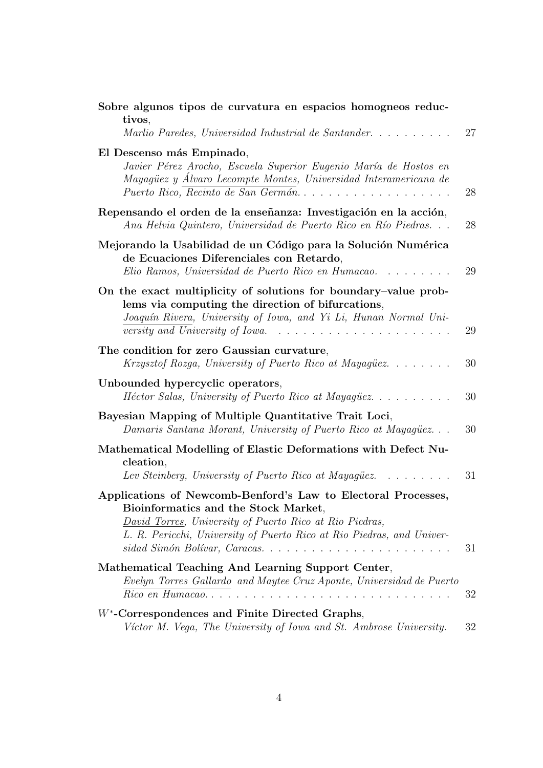**Sobre algunos tipos de curvatura en espacios homogeneos reductivos**,
*Marlio Paredes, Universidad Industrial de Santander.* . . . . . . . . . . 27

**El Descenso más Empinado**,
*Javier Pérez Arocho, Escuela Superior Eugenio María de Hostos en Mayagüez y <u>Álvaro Lecompte Montes</u>, Universidad Interamericana de Puerto Rico, Recinto de San Germán.* . . . . . . . . . . . . . . . . . . . 28

**Repensando el orden de la enseñanza: Investigación en la acción**,
*Ana Helvia Quintero, Universidad de Puerto Rico en Río Piedras.* . . . 28

**Mejorando la Usabilidad de un Código para la Solución Numérica de Ecuaciones Diferenciales con Retardo**,
*Elio Ramos, Universidad de Puerto Rico en Humacao.* . . . . . . . . . 29

**On the exact multiplicity of solutions for boundary–value problems via computing the direction of bifurcations**,
*<u>Joaquín Rivera</u>, University of Iowa, and Yi Li, Hunan Normal University and University of Iowa.* . . . . . . . . . . . . . . . . . . . . . 29

**The condition for zero Gaussian curvature**,
*Krzysztof Rozga, University of Puerto Rico at Mayagüez.* . . . . . . . . 30

**Unbounded hypercyclic operators**,
*Héctor Salas, University of Puerto Rico at Mayagüez.* . . . . . . . . . . 30

**Bayesian Mapping of Multiple Quantitative Trait Loci**,
*Damaris Santana Morant, University of Puerto Rico at Mayagüez.* . . . 30

**Mathematical Modelling of Elastic Deformations with Defect Nucleation**,
*Lev Steinberg, University of Puerto Rico at Mayagüez.* . . . . . . . . . 31

**Applications of Newcomb-Benford's Law to Electoral Processes, Bioinformatics and the Stock Market**,
*<u>David Torres</u>, University of Puerto Rico at Rio Piedras, L. R. Pericchi, University of Puerto Rico at Rio Piedras, and Universidad Simón Bolívar, Caracas.* . . . . . . . . . . . . . . . . . . . . . . . 31

**Mathematical Teaching And Learning Support Center**,
*<u>Evelyn Torres Gallardo</u> and Maytee Cruz Aponte, Universidad de Puerto Rico en Humacao.* . . . . . . . . . . . . . . . . . . . . . . . . . . . . . 32

**$W^*$-Correspondences and Finite Directed Graphs**,
*Víctor M. Vega, The University of Iowa and St. Ambrose University.* 32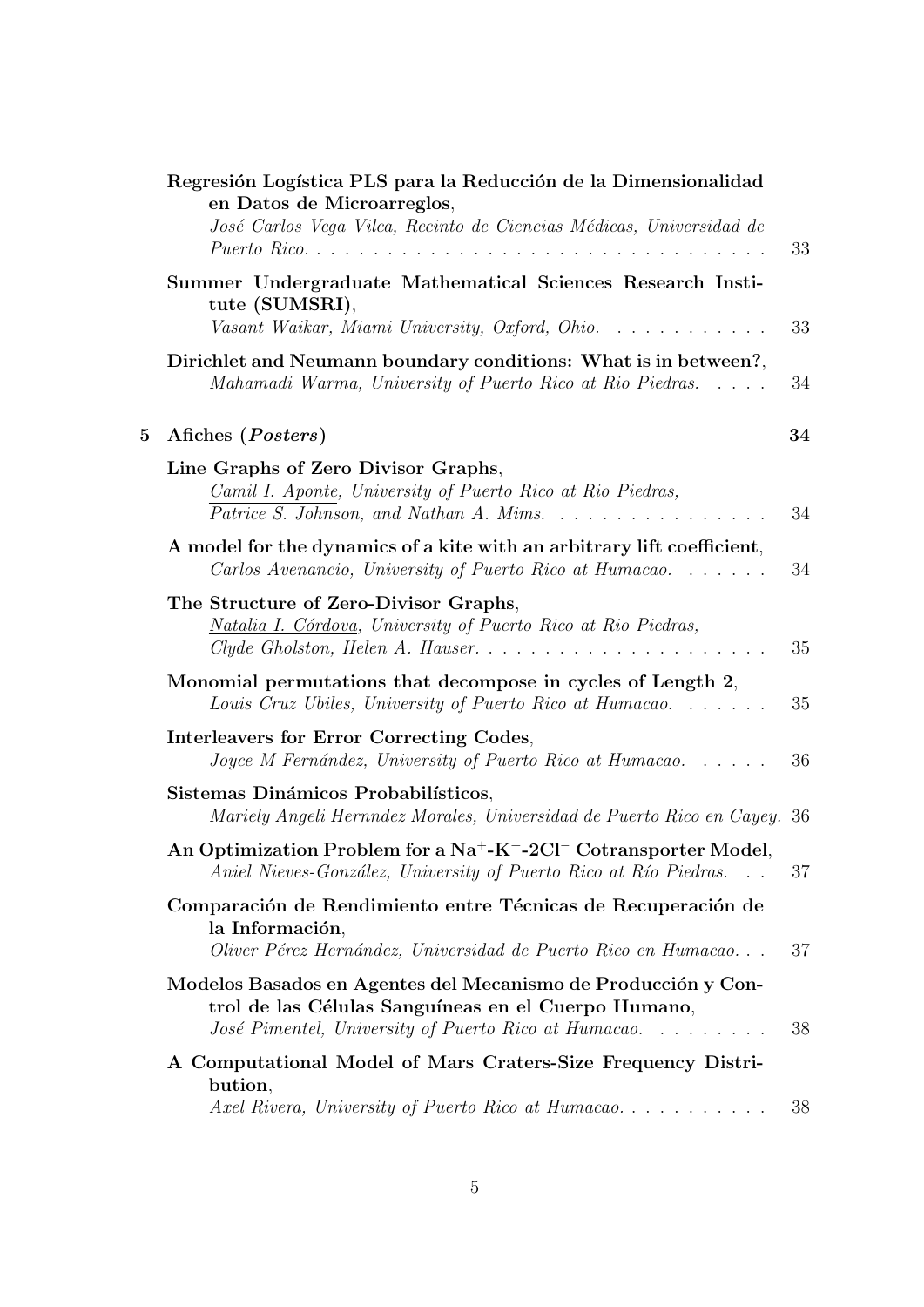**Regresión Logística PLS para la Reducción de la Dimensionalidad en Datos de Microarreglos**,
*José Carlos Vega Vilca, Recinto de Ciencias Médicas, Universidad de Puerto Rico.* . . . . . 33

**Summer Undergraduate Mathematical Sciences Research Institute (SUMSRI)**,
*Vasant Waikar, Miami University, Oxford, Ohio.* . . . . . 33

**Dirichlet and Neumann boundary conditions: What is in between?**,
*Mahamadi Warma, University of Puerto Rico at Rio Piedras.* . . . . . 34

## 5 Afiches (*Posters*) 34

**Line Graphs of Zero Divisor Graphs**,
*Camil I. Aponte, University of Puerto Rico at Rio Piedras, Patrice S. Johnson, and Nathan A. Mims.* . . . . . 34

**A model for the dynamics of a kite with an arbitrary lift coefficient**,
*Carlos Avenancio, University of Puerto Rico at Humacao.* . . . . . 34

**The Structure of Zero-Divisor Graphs**,
*Natalia I. Córdova, University of Puerto Rico at Rio Piedras, Clyde Gholston, Helen A. Hauser.* . . . . . 35

**Monomial permutations that decompose in cycles of Length 2**,
*Louis Cruz Ubiles, University of Puerto Rico at Humacao.* . . . . . 35

**Interleavers for Error Correcting Codes**,
*Joyce M Fernández, University of Puerto Rico at Humacao.* . . . . . 36

**Sistemas Dinámicos Probabilísticos**,
*Mariely Angeli Hernndez Morales, Universidad de Puerto Rico en Cayey.* 36

**An Optimization Problem for a $Na^{+}$-$K^{+}$-$2Cl^{-}$ Cotransporter Model**,
*Aniel Nieves-González, University of Puerto Rico at Río Piedras.* . . 37

**Comparación de Rendimiento entre Técnicas de Recuperación de la Información**,
*Oliver Pérez Hernández, Universidad de Puerto Rico en Humacao.* . . . 37

**Modelos Basados en Agentes del Mecanismo de Producción y Control de las Células Sanguíneas en el Cuerpo Humano**,
*José Pimentel, University of Puerto Rico at Humacao.* . . . . . 38

**A Computational Model of Mars Craters-Size Frequency Distribution**,
*Axel Rivera, University of Puerto Rico at Humacao.* . . . . . 38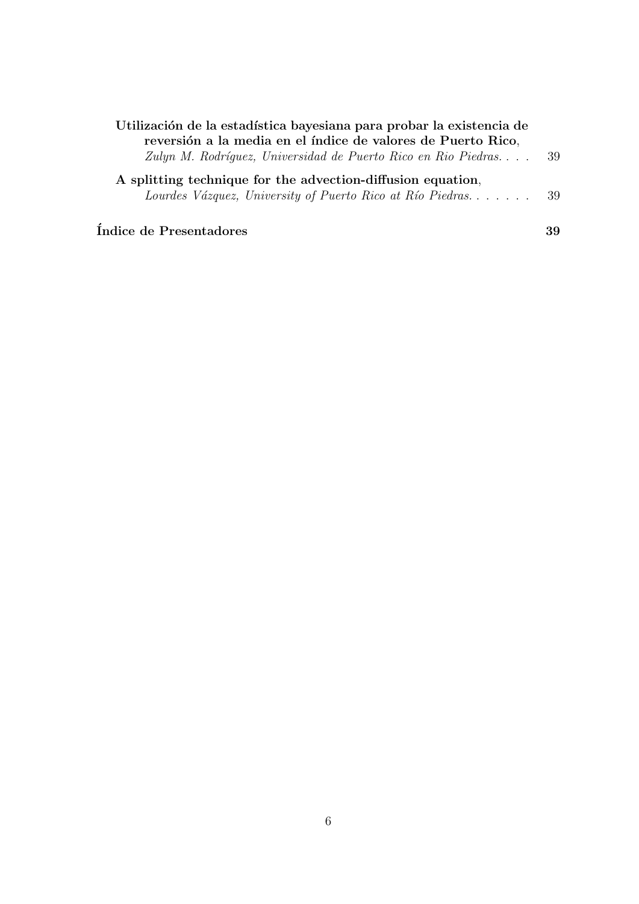**Utilización de la estadística bayesiana para probar la existencia de reversión a la media en el índice de valores de Puerto Rico**,
*Zulyn M. Rodríguez, Universidad de Puerto Rico en Rio Piedras.* . . . . 39

**A splitting technique for the advection-diffusion equation**,
*Lourdes Vázquez, University of Puerto Rico at Río Piedras.* . . . . . . . 39

**Índice de Presentadores** **39**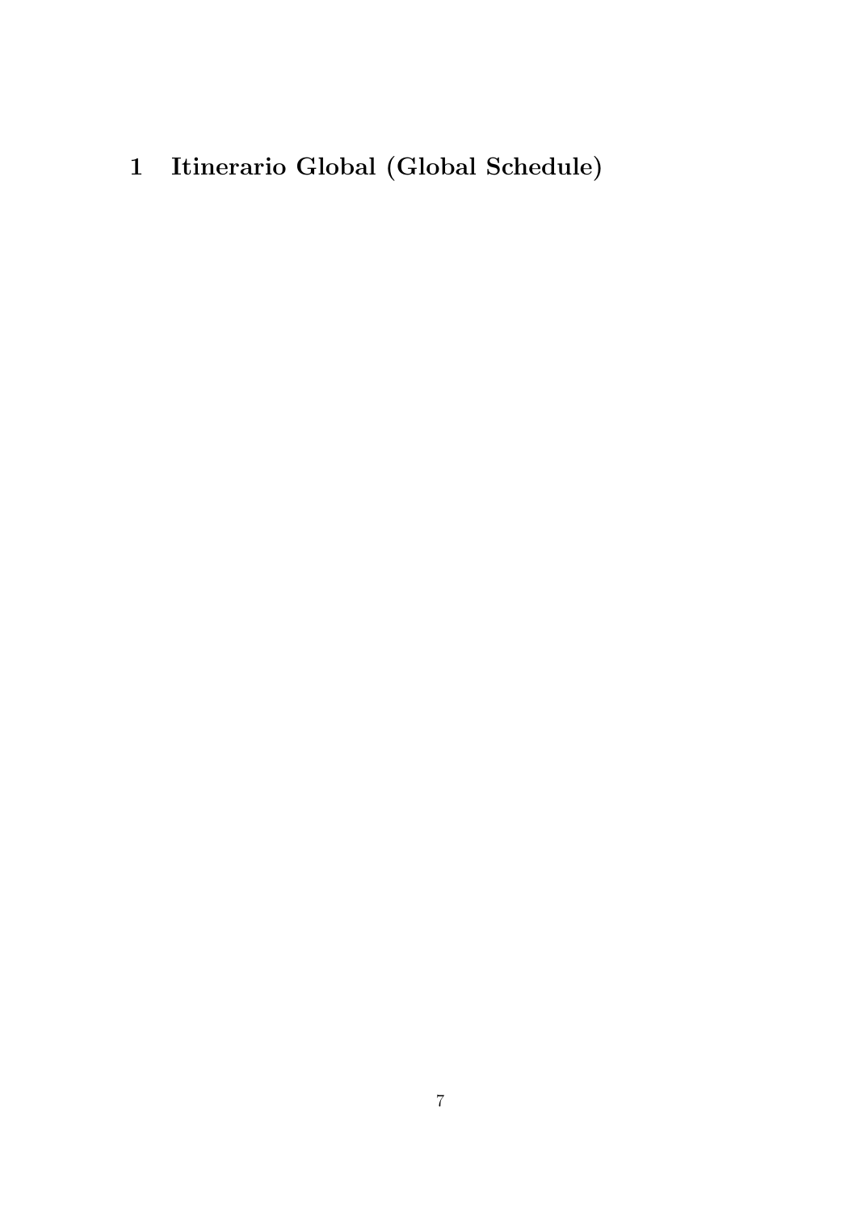# 1 Itinerario Global (Global Schedule)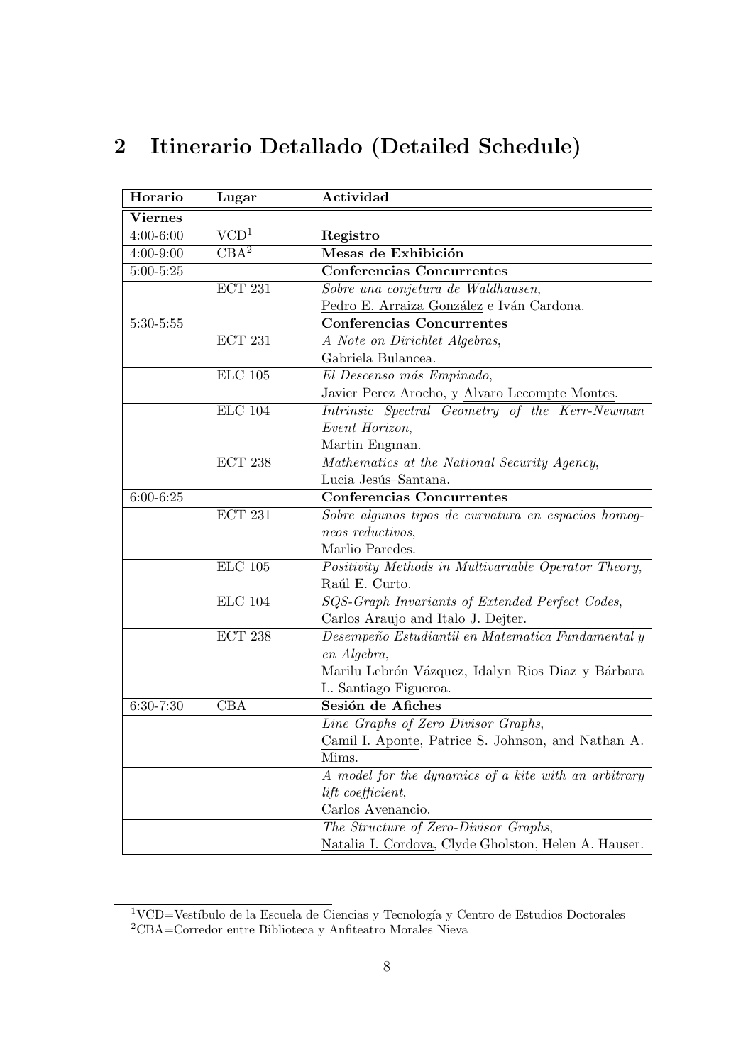## 2 Itinerario Detallado (Detailed Schedule)

| Horario | Lugar | Actividad |
|---|---|---|
| **Viernes** | | |
| 4:00-6:00 | VCD[1] | **Registro** |
| 4:00-9:00 | CBA[2] | **Mesas de Exhibición** |
| 5:00-5:25 | | **Conferencias Concurrentes** |
| | ECT 231 | *Sobre una conjetura de Waldhausen*, Pedro E. Arraiza González e Iván Cardona. |
| 5:30-5:55 | | **Conferencias Concurrentes** |
| | ECT 231 | *A Note on Dirichlet Algebras*, Gabriela Bulancea. |
| | ELC 105 | *El Descenso más Empinado*, Javier Perez Arocho, y Alvaro Lecompte Montes. |
| | ELC 104 | *Intrinsic Spectral Geometry of the Kerr-Newman Event Horizon*, Martin Engman. |
| | ECT 238 | *Mathematics at the National Security Agency*, Lucia Jesús–Santana. |
| 6:00-6:25 | | **Conferencias Concurrentes** |
| | ECT 231 | *Sobre algunos tipos de curvatura en espacios homogneos reductivos*, Marlio Paredes. |
| | ELC 105 | *Positivity Methods in Multivariable Operator Theory*, Raúl E. Curto. |
| | ELC 104 | *SQS-Graph Invariants of Extended Perfect Codes*, Carlos Araujo and Italo J. Dejter. |
| | ECT 238 | *Desempeño Estudiantil en Matematica Fundamental y en Algebra*, Marilu Lebrón Vázquez, Idalyn Rios Diaz y Bárbara L. Santiago Figueroa. |
| 6:30-7:30 | CBA | **Sesión de Afiches** |
| | | *Line Graphs of Zero Divisor Graphs*, Camil I. Aponte, Patrice S. Johnson, and Nathan A. Mims. |
| | | *A model for the dynamics of a kite with an arbitrary lift coefficient*, Carlos Avenancio. |
| | | *The Structure of Zero-Divisor Graphs*, Natalia I. Cordova, Clyde Gholston, Helen A. Hauser. |

[1] VCD=Vestíbulo de la Escuela de Ciencias y Tecnología y Centro de Estudios Doctorales

[2] CBA=Corredor entre Biblioteca y Anfiteatro Morales Nieva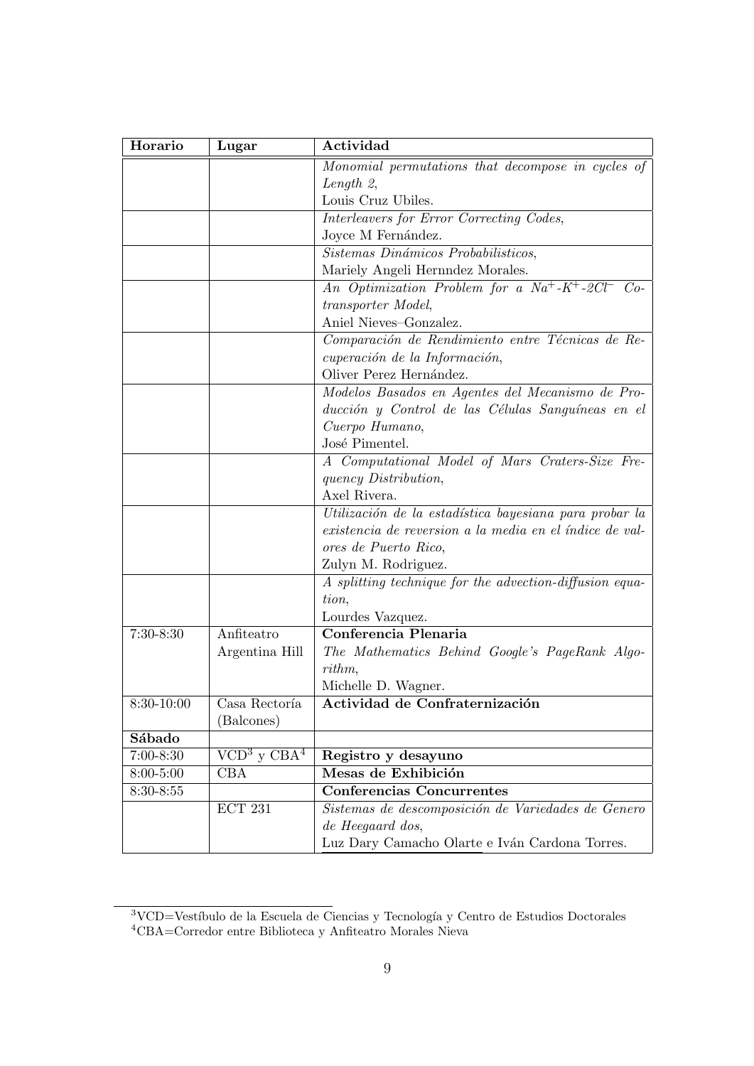| Horario | Lugar | Actividad |
|---|---|---|
| | | *Monomial permutations that decompose in cycles of Length 2*, Louis Cruz Ubiles. |
| | | *Interleavers for Error Correcting Codes*, Joyce M Fernández. |
| | | *Sistemas Dinámicos Probabilisticos*, Mariely Angeli Hernndez Morales. |
| | | *An Optimization Problem for a $Na^{+}$-$K^{+}$-$2Cl^{-}$ Co-transporter Model*, Aniel Nieves–Gonzalez. |
| | | *Comparación de Rendimiento entre Técnicas de Recuperación de la Información*, Oliver Perez Hernández. |
| | | *Modelos Basados en Agentes del Mecanismo de Producción y Control de las Células Sanguíneas en el Cuerpo Humano*, José Pimentel. |
| | | *A Computational Model of Mars Craters-Size Frequency Distribution*, Axel Rivera. |
| | | *Utilización de la estadística bayesiana para probar la existencia de reversion a la media en el índice de valores de Puerto Rico*, Zulyn M. Rodriguez. |
| | | *A splitting technique for the advection-diffusion equation*, Lourdes Vazquez. |
| 7:30-8:30 | Anfiteatro Argentina Hill | **Conferencia Plenaria** *The Mathematics Behind Google's PageRank Algorithm*, Michelle D. Wagner. |
| 8:30-10:00 | Casa Rectoría (Balcones) | **Actividad de Confraternización** |
| **Sábado** | | |
| 7:00-8:30 | VCD[3] y CBA[4] | **Registro y desayuno** |
| 8:00-5:00 | CBA | **Mesas de Exhibición** |
| 8:30-8:55 | | **Conferencias Concurrentes** |
| | ECT 231 | *Sistemas de descomposición de Variedades de Genero de Heegaard dos*, Luz Dary Camacho Olarte e Iván Cardona Torres. |

[3]VCD=Vestíbulo de la Escuela de Ciencias y Tecnología y Centro de Estudios Doctorales

[4]CBA=Corredor entre Biblioteca y Anfiteatro Morales Nieva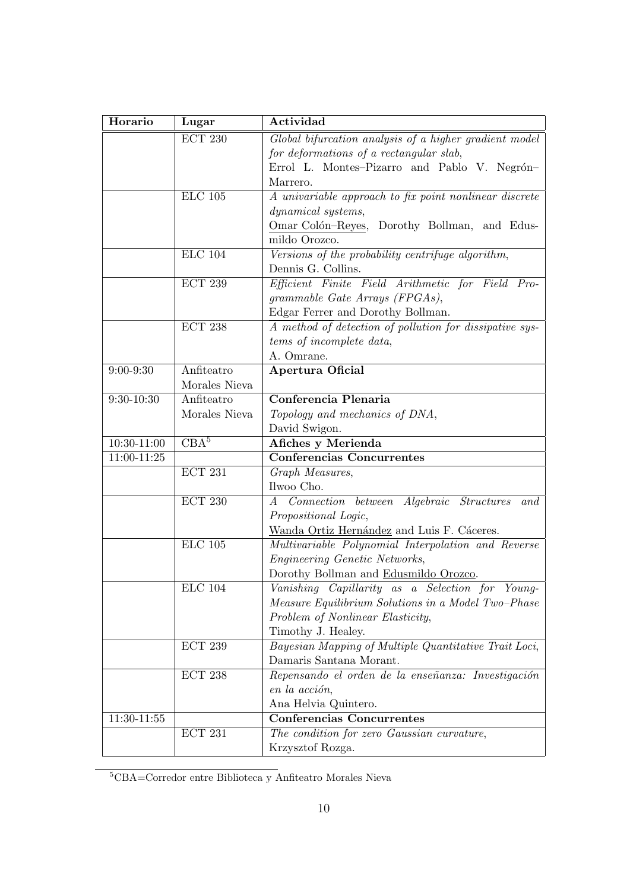| Horario | Lugar | Actividad |
|---|---|---|
| | ECT 230 | *Global bifurcation analysis of a higher gradient model for deformations of a rectangular slab*, Errol L. Montes–Pizarro and Pablo V. Negrón–Marrero. |
| | ELC 105 | *A univariable approach to fix point nonlinear discrete dynamical systems*, Omar Colón–Reyes, Dorothy Bollman, and Edusmildo Orozco. |
| | ELC 104 | *Versions of the probability centrifuge algorithm*, Dennis G. Collins. |
| | ECT 239 | *Efficient Finite Field Arithmetic for Field Programmable Gate Arrays (FPGAs)*, Edgar Ferrer and Dorothy Bollman. |
| | ECT 238 | *A method of detection of pollution for dissipative systems of incomplete data*, A. Omrane. |
| 9:00-9:30 | Anfiteatro Morales Nieva | **Apertura Oficial** |
| 9:30-10:30 | Anfiteatro Morales Nieva | **Conferencia Plenaria** *Topology and mechanics of DNA*, David Swigon. |
| 10:30-11:00 | CBA[5] | **Afiches y Merienda** |
| 11:00-11:25 | | **Conferencias Concurrentes** |
| | ECT 231 | *Graph Measures*, Ilwoo Cho. |
| | ECT 230 | *A Connection between Algebraic Structures and Propositional Logic*, Wanda Ortiz Hernández and Luis F. Cáceres. |
| | ELC 105 | *Multivariable Polynomial Interpolation and Reverse Engineering Genetic Networks*, Dorothy Bollman and Edusmildo Orozco. |
| | ELC 104 | *Vanishing Capillarity as a Selection for Young-Measure Equilibrium Solutions in a Model Two–Phase Problem of Nonlinear Elasticity*, Timothy J. Healey. |
| | ECT 239 | *Bayesian Mapping of Multiple Quantitative Trait Loci*, Damaris Santana Morant. |
| | ECT 238 | *Repensando el orden de la enseñanza: Investigación en la acción*, Ana Helvia Quintero. |
| 11:30-11:55 | | **Conferencias Concurrentes** |
| | ECT 231 | *The condition for zero Gaussian curvature*, Krzysztof Rozga. |

[5] CBA=Corredor entre Biblioteca y Anfiteatro Morales Nieva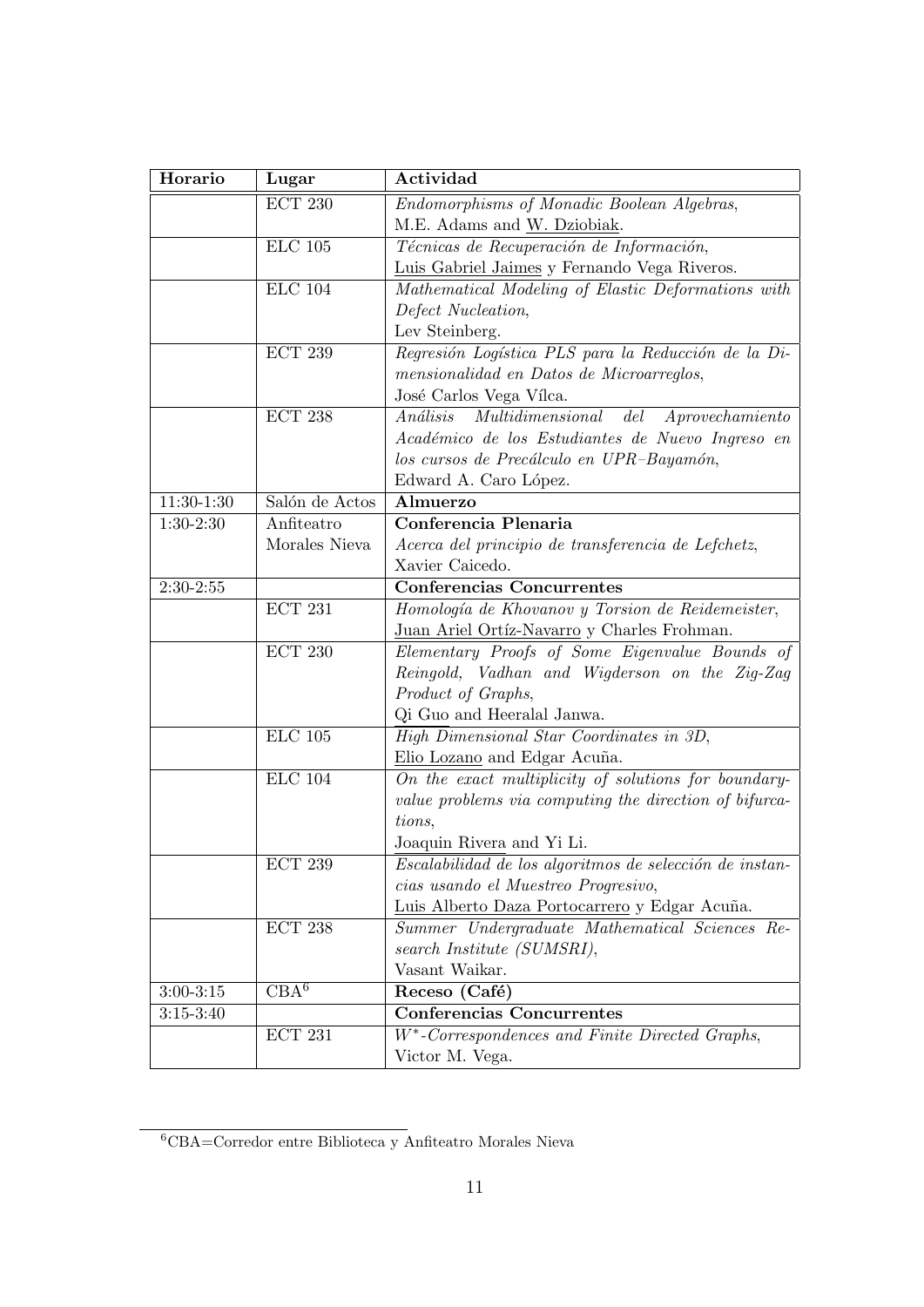| Horario | Lugar | Actividad |
|---|---|---|
| | ECT 230 | *Endomorphisms of Monadic Boolean Algebras*, M.E. Adams and W. Dziobiak. |
| | ELC 105 | *Técnicas de Recuperación de Información*, Luis Gabriel Jaimes y Fernando Vega Riveros. |
| | ELC 104 | *Mathematical Modeling of Elastic Deformations with Defect Nucleation*, Lev Steinberg. |
| | ECT 239 | *Regresión Logística PLS para la Reducción de la Dimensionalidad en Datos de Microarreglos*, José Carlos Vega Vílca. |
| | ECT 238 | *Análisis Multidimensional del Aprovechamiento Académico de los Estudiantes de Nuevo Ingreso en los cursos de Precálculo en UPR–Bayamón*, Edward A. Caro López. |
| 11:30-1:30 | Salón de Actos | **Almuerzo** |
| 1:30-2:30 | Anfiteatro Morales Nieva | **Conferencia Plenaria** *Acerca del principio de transferencia de Lefchetz*, Xavier Caicedo. |
| 2:30-2:55 | | **Conferencias Concurrentes** |
| | ECT 231 | *Homología de Khovanov y Torsion de Reidemeister*, Juan Ariel Ortíz-Navarro y Charles Frohman. |
| | ECT 230 | *Elementary Proofs of Some Eigenvalue Bounds of Reingold, Vadhan and Wigderson on the Zig-Zag Product of Graphs*, Qi Guo and Heeralal Janwa. |
| | ELC 105 | *High Dimensional Star Coordinates in 3D*, Elio Lozano and Edgar Acuña. |
| | ELC 104 | *On the exact multiplicity of solutions for boundary-value problems via computing the direction of bifurcations*, Joaquin Rivera and Yi Li. |
| | ECT 239 | *Escalabilidad de los algoritmos de selección de instancias usando el Muestreo Progresivo*, Luis Alberto Daza Portocarrero y Edgar Acuña. |
| | ECT 238 | *Summer Undergraduate Mathematical Sciences Research Institute (SUMSRI)*, Vasant Waikar. |
| 3:00-3:15 | CBA[6] | **Receso (Café)** |
| 3:15-3:40 | | **Conferencias Concurrentes** |
| | ECT 231 | *$W^*$-Correspondences and Finite Directed Graphs*, Victor M. Vega. |

[6] CBA=Corredor entre Biblioteca y Anfiteatro Morales Nieva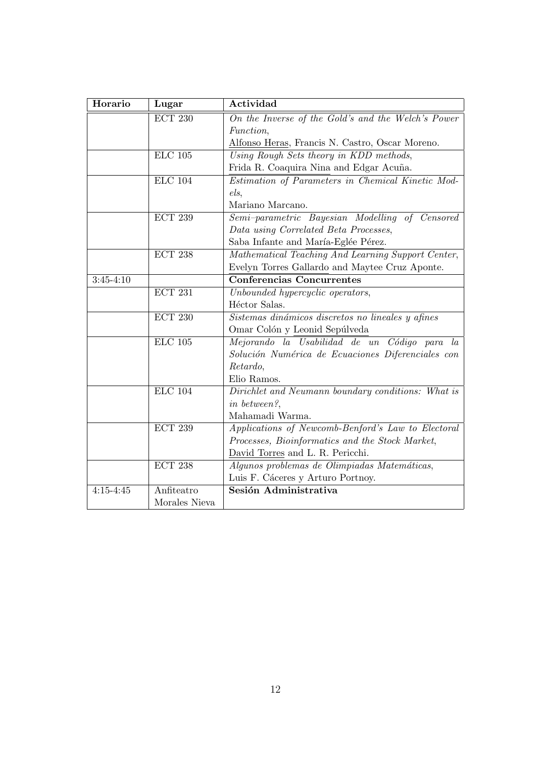| Horario | Lugar | Actividad |
|---|---|---|
| | ECT 230 | *On the Inverse of the Gold's and the Welch's Power Function*, <br> Alfonso Heras, Francis N. Castro, Oscar Moreno. |
| | ELC 105 | *Using Rough Sets theory in KDD methods*, <br> Frida R. Coaquira Nina and Edgar Acuña. |
| | ELC 104 | *Estimation of Parameters in Chemical Kinetic Models*, <br> Mariano Marcano. |
| | ECT 239 | *Semi–parametric Bayesian Modelling of Censored Data using Correlated Beta Processes*, <br> Saba Infante and María-Eglée Pérez. |
| | ECT 238 | *Mathematical Teaching And Learning Support Center*, <br> Evelyn Torres Gallardo and Maytee Cruz Aponte. |
| 3:45-4:10 | | **Conferencias Concurrentes** |
| | ECT 231 | *Unbounded hypercyclic operators*, <br> Héctor Salas. |
| | ECT 230 | *Sistemas dinámicos discretos no lineales y afines* <br> Omar Colón y Leonid Sepúlveda |
| | ELC 105 | *Mejorando la Usabilidad de un Código para la Solución Numérica de Ecuaciones Diferenciales con Retardo*, <br> Elio Ramos. |
| | ELC 104 | *Dirichlet and Neumann boundary conditions: What is in between?*, <br> Mahamadi Warma. |
| | ECT 239 | *Applications of Newcomb-Benford's Law to Electoral Processes, Bioinformatics and the Stock Market*, <br> David Torres and L. R. Pericchi. |
| | ECT 238 | *Algunos problemas de Olimpiadas Matemáticas*, <br> Luis F. Cáceres y Arturo Portnoy. |
| 4:15-4:45 | Anfiteatro Morales Nieva | **Sesión Administrativa** |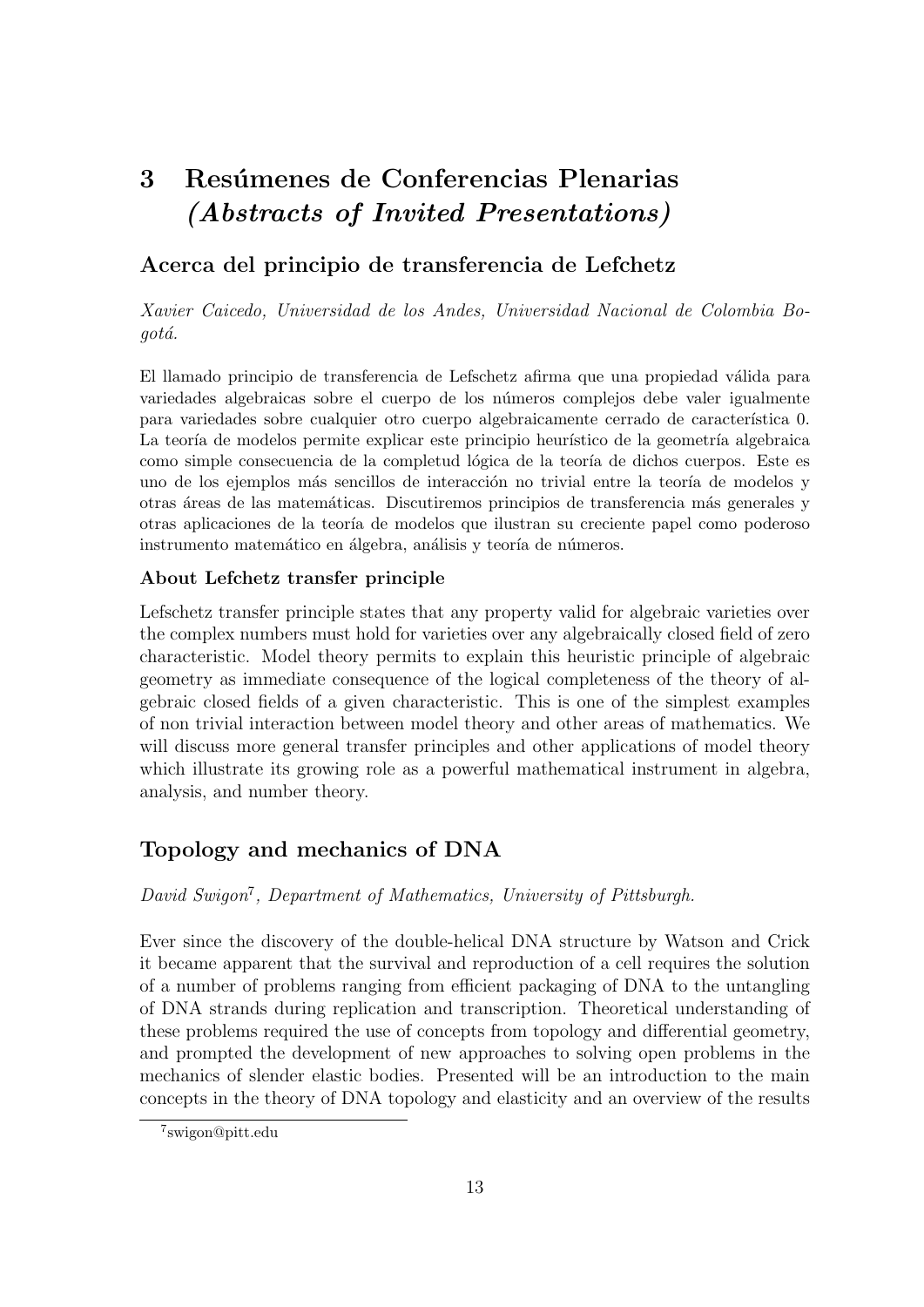# 3 Resúmenes de Conferencias Plenarias *(Abstracts of Invited Presentations)*

## Acerca del principio de transferencia de Lefchetz

*Xavier Caicedo, Universidad de los Andes, Universidad Nacional de Colombia Bogotá.*

El llamado principio de transferencia de Lefschetz afirma que una propiedad válida para variedades algebraicas sobre el cuerpo de los números complejos debe valer igualmente para variedades sobre cualquier otro cuerpo algebraicamente cerrado de característica 0. La teoría de modelos permite explicar este principio heurístico de la geometría algebraica como simple consecuencia de la completud lógica de la teoría de dichos cuerpos. Este es uno de los ejemplos más sencillos de interacción no trivial entre la teoría de modelos y otras áreas de las matemáticas. Discutiremos principios de transferencia más generales y otras aplicaciones de la teoría de modelos que ilustran su creciente papel como poderoso instrumento matemático en álgebra, análisis y teoría de números.

### About Lefchetz transfer principle

Lefschetz transfer principle states that any property valid for algebraic varieties over the complex numbers must hold for varieties over any algebraically closed field of zero characteristic. Model theory permits to explain this heuristic principle of algebraic geometry as immediate consequence of the logical completeness of the theory of algebraic closed fields of a given characteristic. This is one of the simplest examples of non trivial interaction between model theory and other areas of mathematics. We will discuss more general transfer principles and other applications of model theory which illustrate its growing role as a powerful mathematical instrument in algebra, analysis, and number theory.

## Topology and mechanics of DNA

*David Swigon[7], Department of Mathematics, University of Pittsburgh.*

Ever since the discovery of the double-helical DNA structure by Watson and Crick it became apparent that the survival and reproduction of a cell requires the solution of a number of problems ranging from efficient packaging of DNA to the untangling of DNA strands during replication and transcription. Theoretical understanding of these problems required the use of concepts from topology and differential geometry, and prompted the development of new approaches to solving open problems in the mechanics of slender elastic bodies. Presented will be an introduction to the main concepts in the theory of DNA topology and elasticity and an overview of the results

[7] swigon@pitt.edu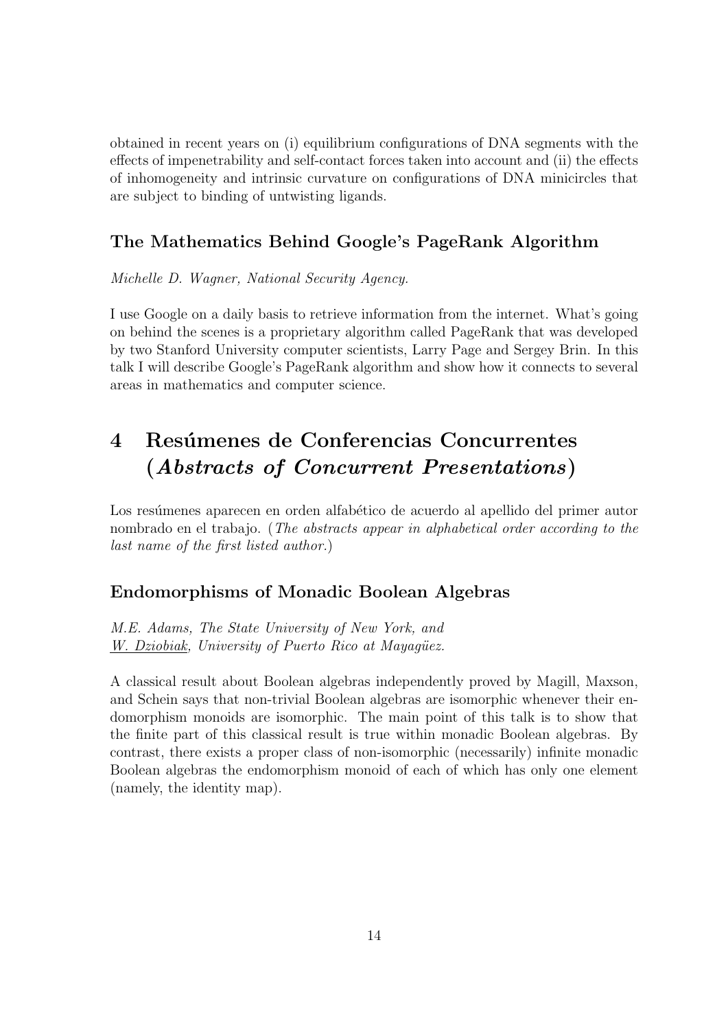obtained in recent years on (i) equilibrium configurations of DNA segments with the effects of impenetrability and self-contact forces taken into account and (ii) the effects of inhomogeneity and intrinsic curvature on configurations of DNA minicircles that are subject to binding of untwisting ligands.

### The Mathematics Behind Google's PageRank Algorithm

*Michelle D. Wagner, National Security Agency.*

I use Google on a daily basis to retrieve information from the internet. What's going on behind the scenes is a proprietary algorithm called PageRank that was developed by two Stanford University computer scientists, Larry Page and Sergey Brin. In this talk I will describe Google's PageRank algorithm and show how it connects to several areas in mathematics and computer science.

## 4 Resúmenes de Conferencias Concurrentes (*Abstracts of Concurrent Presentations*)

Los resúmenes aparecen en orden alfabético de acuerdo al apellido del primer autor nombrado en el trabajo. (*The abstracts appear in alphabetical order according to the last name of the first listed author.*)

### Endomorphisms of Monadic Boolean Algebras

*M.E. Adams, The State University of New York, and*
*W. Dziobiak, University of Puerto Rico at Mayagüez.*

A classical result about Boolean algebras independently proved by Magill, Maxson, and Schein says that non-trivial Boolean algebras are isomorphic whenever their endomorphism monoids are isomorphic. The main point of this talk is to show that the finite part of this classical result is true within monadic Boolean algebras. By contrast, there exists a proper class of non-isomorphic (necessarily) infinite monadic Boolean algebras the endomorphism monoid of each of which has only one element (namely, the identity map).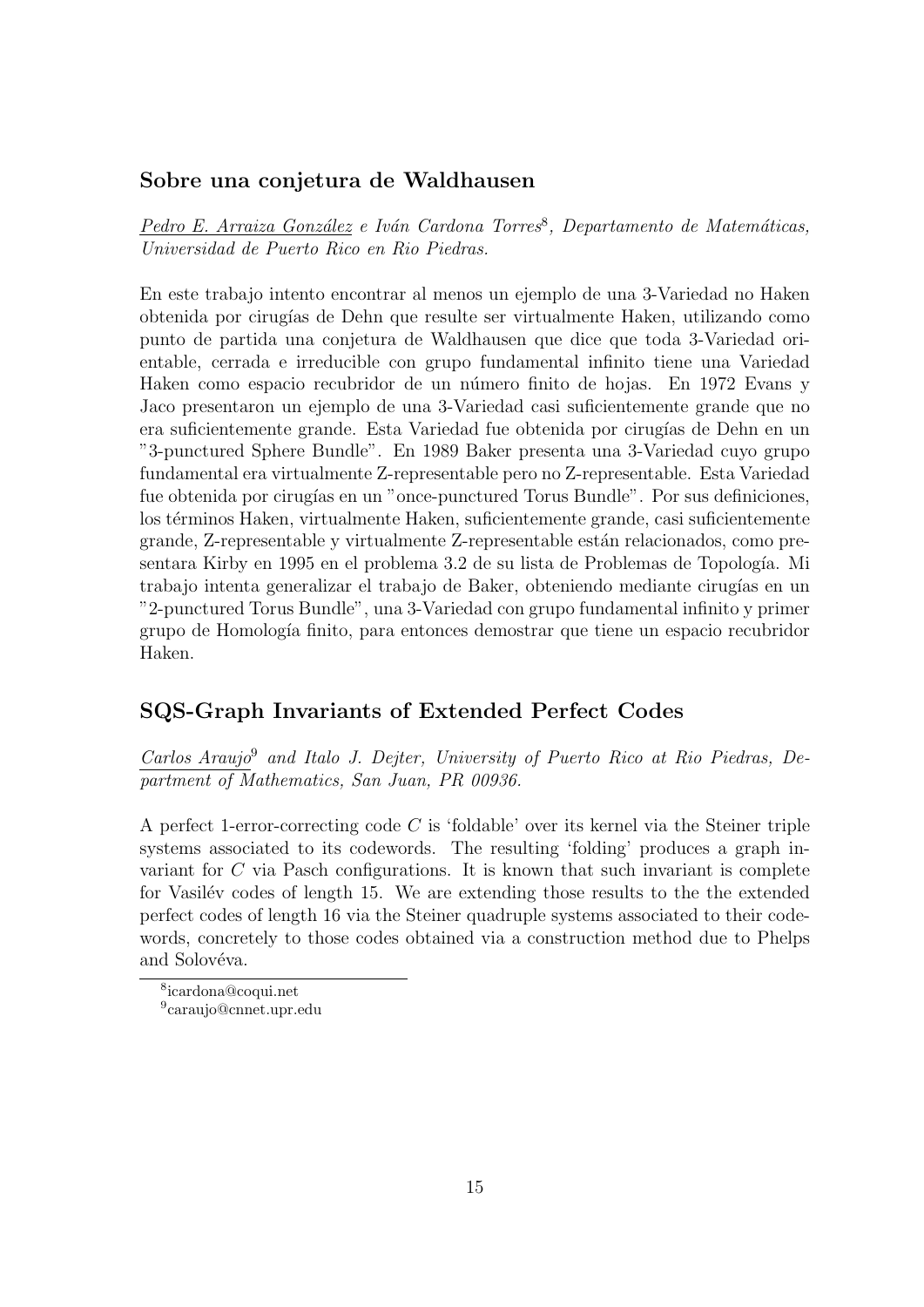## Sobre una conjetura de Waldhausen

*Pedro E. Arraiza González e Iván Cardona Torres*[8], *Departamento de Matemáticas, Universidad de Puerto Rico en Rio Piedras.*

En este trabajo intento encontrar al menos un ejemplo de una 3-Variedad no Haken obtenida por cirugías de Dehn que resulte ser virtualmente Haken, utilizando como punto de partida una conjetura de Waldhausen que dice que toda 3-Variedad orientable, cerrada e irreducible con grupo fundamental infinito tiene una Variedad Haken como espacio recubridor de un número finito de hojas. En 1972 Evans y Jaco presentaron un ejemplo de una 3-Variedad casi suficientemente grande que no era suficientemente grande. Esta Variedad fue obtenida por cirugías de Dehn en un "3-punctured Sphere Bundle". En 1989 Baker presenta una 3-Variedad cuyo grupo fundamental era virtualmente Z-representable pero no Z-representable. Esta Variedad fue obtenida por cirugías en un "once-punctured Torus Bundle". Por sus definiciones, los términos Haken, virtualmente Haken, suficientemente grande, casi suficientemente grande, Z-representable y virtualmente Z-representable están relacionados, como presentara Kirby en 1995 en el problema 3.2 de su lista de Problemas de Topología. Mi trabajo intenta generalizar el trabajo de Baker, obteniendo mediante cirugías en un "2-punctured Torus Bundle", una 3-Variedad con grupo fundamental infinito y primer grupo de Homología finito, para entonces demostrar que tiene un espacio recubridor Haken.

## SQS-Graph Invariants of Extended Perfect Codes

*Carlos Araujo*[9] *and Italo J. Dejter, University of Puerto Rico at Rio Piedras, Department of Mathematics, San Juan, PR 00936.*

A perfect 1-error-correcting code $C$ is 'foldable' over its kernel via the Steiner triple systems associated to its codewords. The resulting 'folding' produces a graph invariant for $C$ via Pasch configurations. It is known that such invariant is complete for Vasilév codes of length 15. We are extending those results to the the extended perfect codes of length 16 via the Steiner quadruple systems associated to their codewords, concretely to those codes obtained via a construction method due to Phelps and Solovéva.

[8] icardona@coqui.net

[9] caraujo@cnnet.upr.edu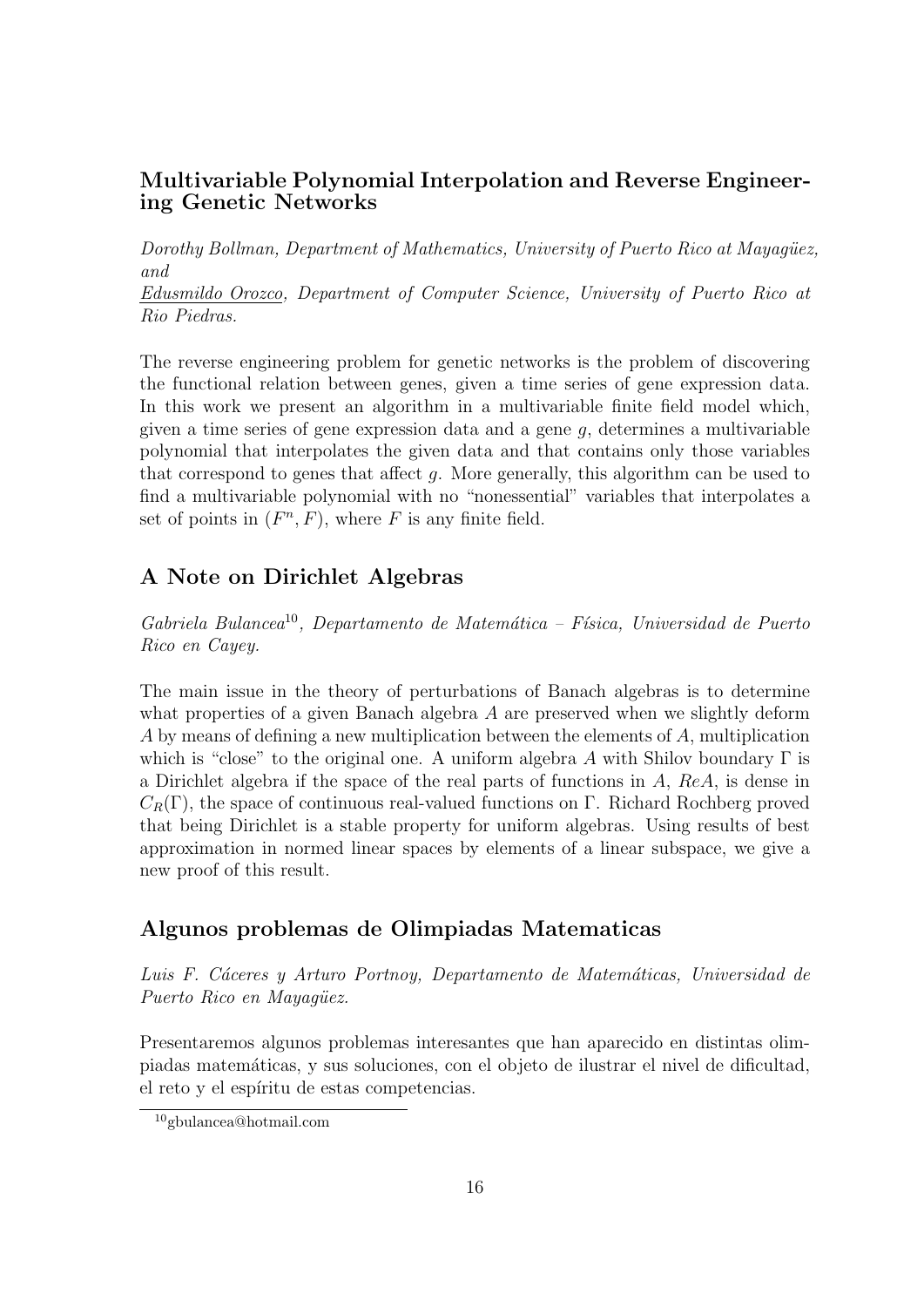## Multivariable Polynomial Interpolation and Reverse Engineering Genetic Networks

*Dorothy Bollman, Department of Mathematics, University of Puerto Rico at Mayagüez, and*
*Edusmildo Orozco, Department of Computer Science, University of Puerto Rico at Rio Piedras.*

The reverse engineering problem for genetic networks is the problem of discovering the functional relation between genes, given a time series of gene expression data. In this work we present an algorithm in a multivariable finite field model which, given a time series of gene expression data and a gene $g$, determines a multivariable polynomial that interpolates the given data and that contains only those variables that correspond to genes that affect $g$. More generally, this algorithm can be used to find a multivariable polynomial with no "nonessential" variables that interpolates a set of points in $(F^n, F)$, where $F$ is any finite field.

## A Note on Dirichlet Algebras

*Gabriela Bulancea*[10]*, Departamento de Matemática – Física, Universidad de Puerto Rico en Cayey.*

The main issue in the theory of perturbations of Banach algebras is to determine what properties of a given Banach algebra $A$ are preserved when we slightly deform $A$ by means of defining a new multiplication between the elements of $A$, multiplication which is "close" to the original one. A uniform algebra $A$ with Shilov boundary $\Gamma$ is a Dirichlet algebra if the space of the real parts of functions in $A$, $ReA$, is dense in $C_R(\Gamma)$, the space of continuous real-valued functions on $\Gamma$. Richard Rochberg proved that being Dirichlet is a stable property for uniform algebras. Using results of best approximation in normed linear spaces by elements of a linear subspace, we give a new proof of this result.

## Algunos problemas de Olimpiadas Matematicas

*Luis F. Cáceres y Arturo Portnoy, Departamento de Matemáticas, Universidad de Puerto Rico en Mayagüez.*

Presentaremos algunos problemas interesantes que han aparecido en distintas olimpiadas matemáticas, y sus soluciones, con el objeto de ilustrar el nivel de dificultad, el reto y el espíritu de estas competencias.

[10] gbulancea@hotmail.com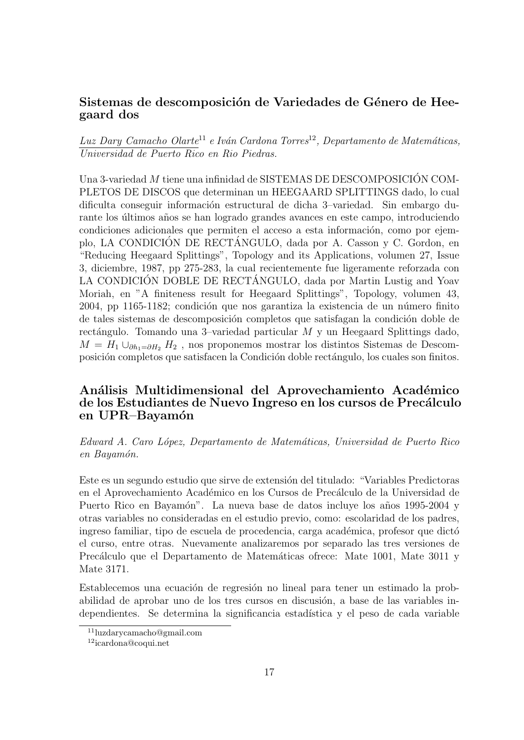### Sistemas de descomposición de Variedades de Género de Heegaard dos

*Luz Dary Camacho Olarte*[11] *e Iván Cardona Torres*[12]*, Departamento de Matemáticas, Universidad de Puerto Rico en Rio Piedras.*

Una 3-variedad $M$ tiene una infinidad de SISTEMAS DE DESCOMPOSICIÓN COMPLETOS DE DISCOS que determinan un HEEGAARD SPLITTINGS dado, lo cual dificulta conseguir información estructural de dicha 3–variedad. Sin embargo durante los últimos años se han logrado grandes avances en este campo, introduciendo condiciones adicionales que permiten el acceso a esta información, como por ejemplo, LA CONDICIÓN DE RECTÁNGULO, dada por A. Casson y C. Gordon, en "Reducing Heegaard Splittings", Topology and its Applications, volumen 27, Issue 3, diciembre, 1987, pp 275-283, la cual recientemente fue ligeramente reforzada con LA CONDICIÓN DOBLE DE RECTÁNGULO, dada por Martin Lustig and Yoav Moriah, en "A finiteness result for Heegaard Splittings", Topology, volumen 43, 2004, pp 1165-1182; condición que nos garantiza la existencia de un número finito de tales sistemas de descomposición completos que satisfagan la condición doble de rectángulo. Tomando una 3–variedad particular $M$ y un Heegaard Splittings dado, $M = H_1 \cup_{\partial h_1 = \partial H_2} H_2$ , nos proponemos mostrar los distintos Sistemas de Descomposición completos que satisfacen la Condición doble rectángulo, los cuales son finitos.

### Análisis Multidimensional del Aprovechamiento Académico de los Estudiantes de Nuevo Ingreso en los cursos de Precálculo en UPR–Bayamón

*Edward A. Caro López, Departamento de Matemáticas, Universidad de Puerto Rico en Bayamón.*

Este es un segundo estudio que sirve de extensión del titulado: "Variables Predictoras en el Aprovechamiento Académico en los Cursos de Precálculo de la Universidad de Puerto Rico en Bayamón". La nueva base de datos incluye los años 1995-2004 y otras variables no consideradas en el estudio previo, como: escolaridad de los padres, ingreso familiar, tipo de escuela de procedencia, carga académica, profesor que dictó el curso, entre otras. Nuevamente analizaremos por separado las tres versiones de Precálculo que el Departamento de Matemáticas ofrece: Mate 1001, Mate 3011 y Mate 3171.

Establecemos una ecuación de regresión no lineal para tener un estimado la probabilidad de aprobar uno de los tres cursos en discusión, a base de las variables independientes. Se determina la significancia estadística y el peso de cada variable

[11] luzdarycamacho@gmail.com

[12] icardona@coqui.net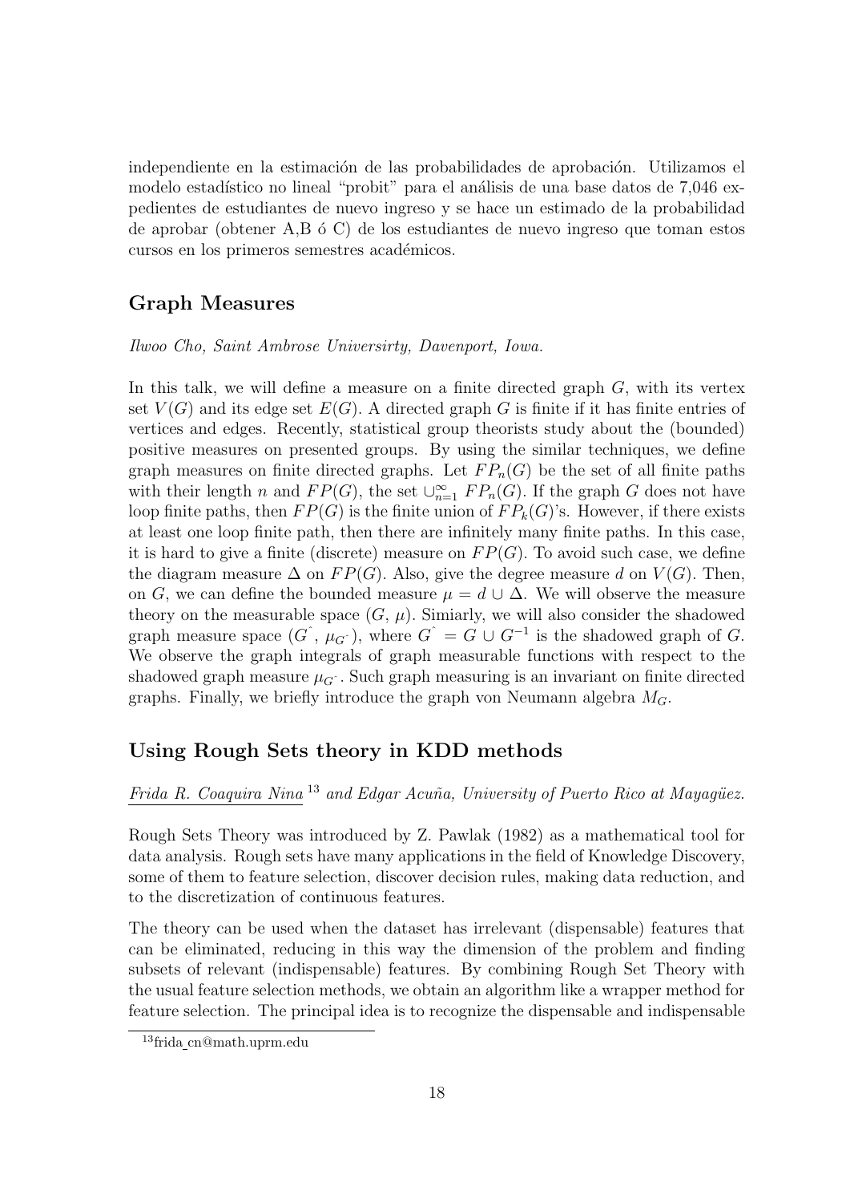independiente en la estimación de las probabilidades de aprobación. Utilizamos el modelo estadístico no lineal "probit" para el análisis de una base datos de 7,046 expedientes de estudiantes de nuevo ingreso y se hace un estimado de la probabilidad de aprobar (obtener A,B ó C) de los estudiantes de nuevo ingreso que toman estos cursos en los primeros semestres académicos.

## Graph Measures

*Ilwoo Cho, Saint Ambrose Universirty, Davenport, Iowa.*

In this talk, we will define a measure on a finite directed graph $G$, with its vertex set $V(G)$ and its edge set $E(G)$. A directed graph $G$ is finite if it has finite entries of vertices and edges. Recently, statistical group theorists study about the (bounded) positive measures on presented groups. By using the similar techniques, we define graph measures on finite directed graphs. Let $FP_n(G)$ be the set of all finite paths with their length $n$ and $FP(G)$, the set $\cup_{n=1}^{\infty} FP_n(G)$. If the graph $G$ does not have loop finite paths, then $FP(G)$ is the finite union of $FP_k(G)$'s. However, if there exists at least one loop finite path, then there are infinitely many finite paths. In this case, it is hard to give a finite (discrete) measure on $FP(G)$. To avoid such case, we define the diagram measure $\Delta$ on $FP(G)$. Also, give the degree measure $d$ on $V(G)$. Then, on $G$, we can define the bounded measure $\mu = d \cup \Delta$. We will observe the measure theory on the measurable space $(G, \mu)$. Simiarly, we will also consider the shadowed graph measure space $(\hat{G}, \mu_{\hat{G}})$, where $\hat{G} = G \cup G^{-1}$ is the shadowed graph of $G$. We observe the graph integrals of graph measurable functions with respect to the shadowed graph measure $\mu_{\hat{G}}$. Such graph measuring is an invariant on finite directed graphs. Finally, we briefly introduce the graph von Neumann algebra $M_G$.

## Using Rough Sets theory in KDD methods

*Frida R. Coaquira Nina*[13] *and Edgar Acuña, University of Puerto Rico at Mayagüez.*

Rough Sets Theory was introduced by Z. Pawlak (1982) as a mathematical tool for data analysis. Rough sets have many applications in the field of Knowledge Discovery, some of them to feature selection, discover decision rules, making data reduction, and to the discretization of continuous features.

The theory can be used when the dataset has irrelevant (dispensable) features that can be eliminated, reducing in this way the dimension of the problem and finding subsets of relevant (indispensable) features. By combining Rough Set Theory with the usual feature selection methods, we obtain an algorithm like a wrapper method for feature selection. The principal idea is to recognize the dispensable and indispensable

[13] frida_cn@math.uprm.edu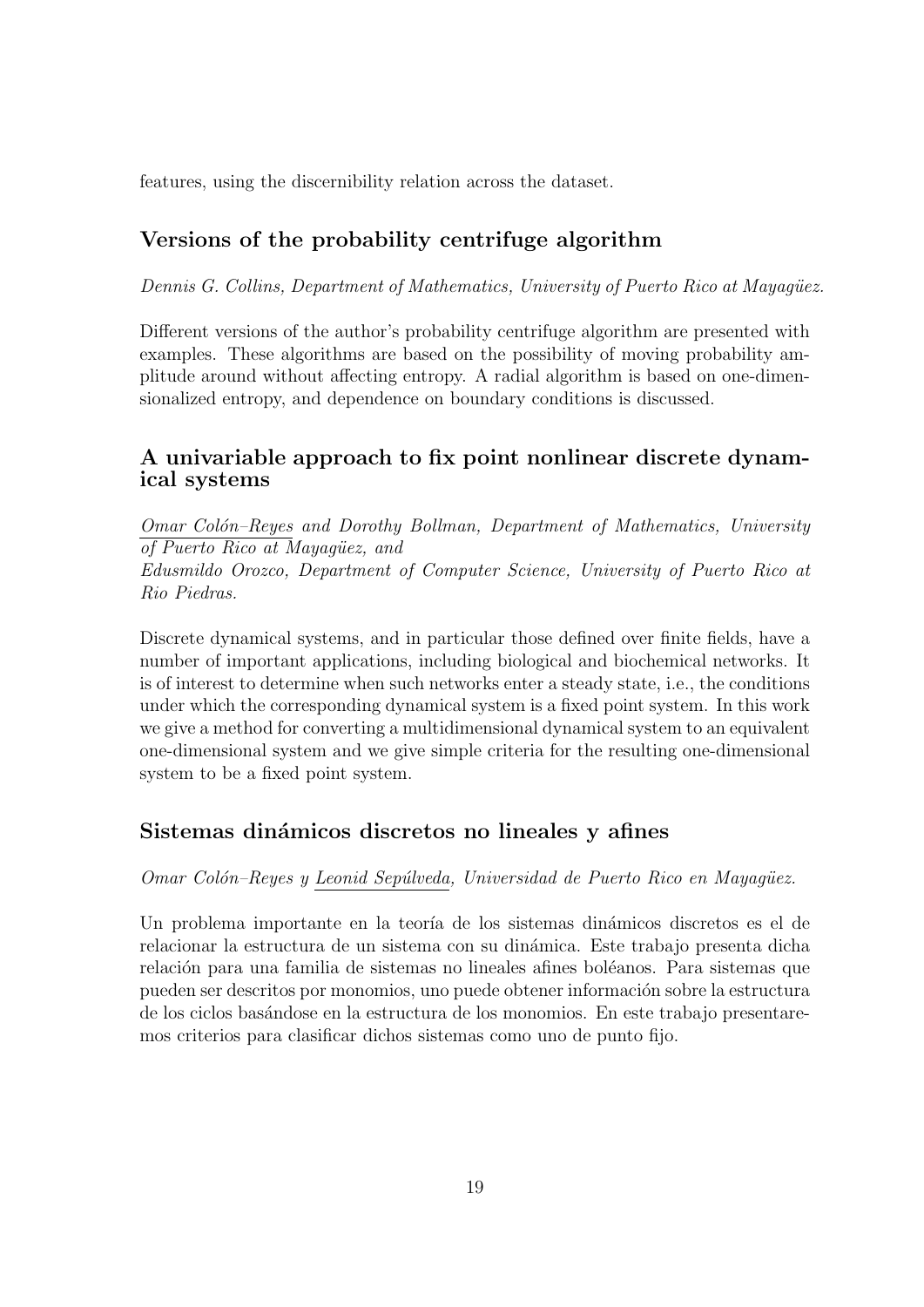features, using the discernibility relation across the dataset.

## Versions of the probability centrifuge algorithm

*Dennis G. Collins, Department of Mathematics, University of Puerto Rico at Mayagüez.*

Different versions of the author's probability centrifuge algorithm are presented with examples. These algorithms are based on the possibility of moving probability amplitude around without affecting entropy. A radial algorithm is based on one-dimensionalized entropy, and dependence on boundary conditions is discussed.

## A univariable approach to fix point nonlinear discrete dynamical systems

*<u>Omar Colón–Reyes</u> and Dorothy Bollman, Department of Mathematics, University of Puerto Rico at Mayagüez, and*
*Edusmildo Orozco, Department of Computer Science, University of Puerto Rico at Rio Piedras.*

Discrete dynamical systems, and in particular those defined over finite fields, have a number of important applications, including biological and biochemical networks. It is of interest to determine when such networks enter a steady state, i.e., the conditions under which the corresponding dynamical system is a fixed point system. In this work we give a method for converting a multidimensional dynamical system to an equivalent one-dimensional system and we give simple criteria for the resulting one-dimensional system to be a fixed point system.

## Sistemas dinámicos discretos no lineales y afines

*Omar Colón–Reyes y <u>Leonid Sepúlveda</u>, Universidad de Puerto Rico en Mayagüez.*

Un problema importante en la teoría de los sistemas dinámicos discretos es el de relacionar la estructura de un sistema con su dinámica. Este trabajo presenta dicha relación para una familia de sistemas no lineales afines boléanos. Para sistemas que pueden ser descritos por monomios, uno puede obtener información sobre la estructura de los ciclos basándose en la estructura de los monomios. En este trabajo presentaremos criterios para clasificar dichos sistemas como uno de punto fijo.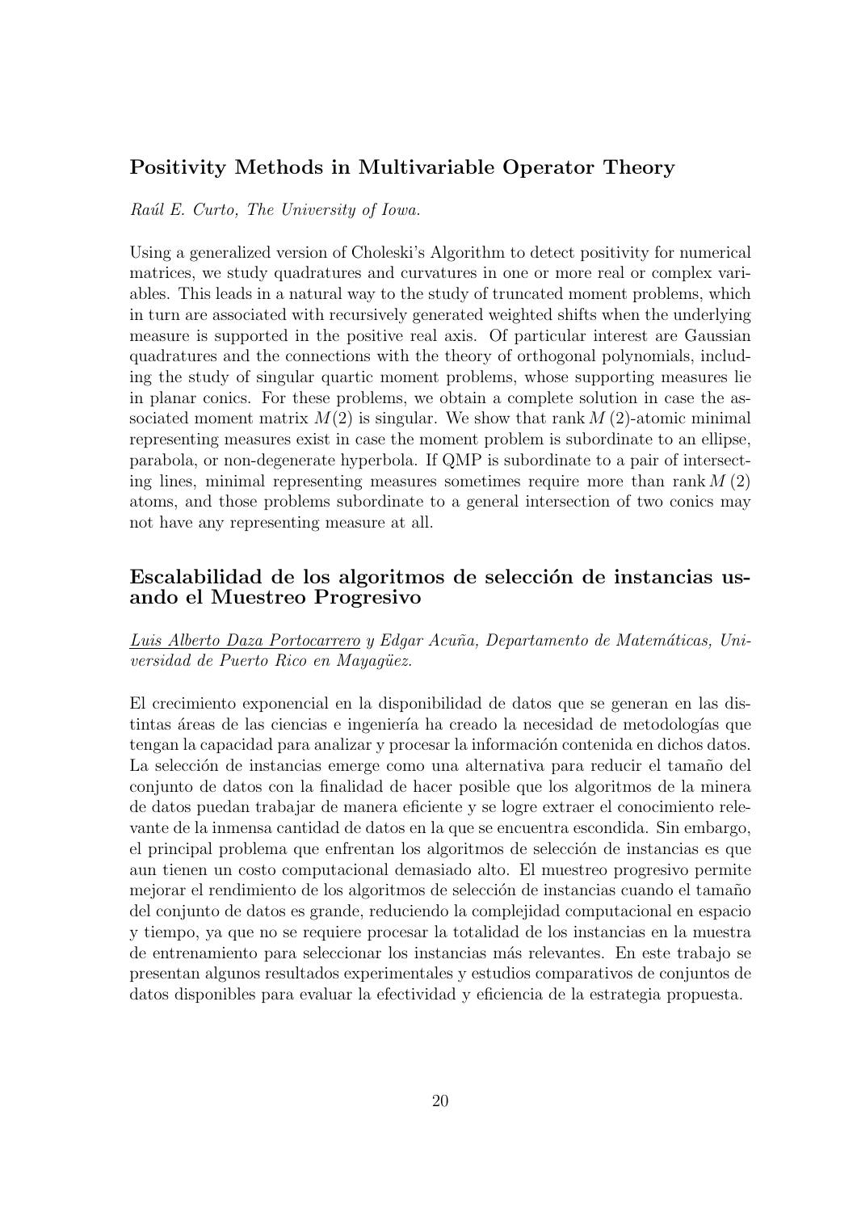## Positivity Methods in Multivariable Operator Theory

*Raúl E. Curto, The University of Iowa.*

Using a generalized version of Choleski's Algorithm to detect positivity for numerical matrices, we study quadratures and curvatures in one or more real or complex variables. This leads in a natural way to the study of truncated moment problems, which in turn are associated with recursively generated weighted shifts when the underlying measure is supported in the positive real axis. Of particular interest are Gaussian quadratures and the connections with the theory of orthogonal polynomials, including the study of singular quartic moment problems, whose supporting measures lie in planar conics. For these problems, we obtain a complete solution in case the associated moment matrix $M(2)$ is singular. We show that rank $M(2)$-atomic minimal representing measures exist in case the moment problem is subordinate to an ellipse, parabola, or non-degenerate hyperbola. If QMP is subordinate to a pair of intersecting lines, minimal representing measures sometimes require more than rank $M(2)$ atoms, and those problems subordinate to a general intersection of two conics may not have any representing measure at all.

## Escalabilidad de los algoritmos de selección de instancias usando el Muestreo Progresivo

*Luis Alberto Daza Portocarrero y Edgar Acuña, Departamento de Matemáticas, Universidad de Puerto Rico en Mayagüez.*

El crecimiento exponencial en la disponibilidad de datos que se generan en las distintas áreas de las ciencias e ingeniería ha creado la necesidad de metodologías que tengan la capacidad para analizar y procesar la información contenida en dichos datos. La selección de instancias emerge como una alternativa para reducir el tamaño del conjunto de datos con la finalidad de hacer posible que los algoritmos de la minera de datos puedan trabajar de manera eficiente y se logre extraer el conocimiento relevante de la inmensa cantidad de datos en la que se encuentra escondida. Sin embargo, el principal problema que enfrentan los algoritmos de selección de instancias es que aun tienen un costo computacional demasiado alto. El muestreo progresivo permite mejorar el rendimiento de los algoritmos de selección de instancias cuando el tamaño del conjunto de datos es grande, reduciendo la complejidad computacional en espacio y tiempo, ya que no se requiere procesar la totalidad de los instancias en la muestra de entrenamiento para seleccionar los instancias más relevantes. En este trabajo se presentan algunos resultados experimentales y estudios comparativos de conjuntos de datos disponibles para evaluar la efectividad y eficiencia de la estrategia propuesta.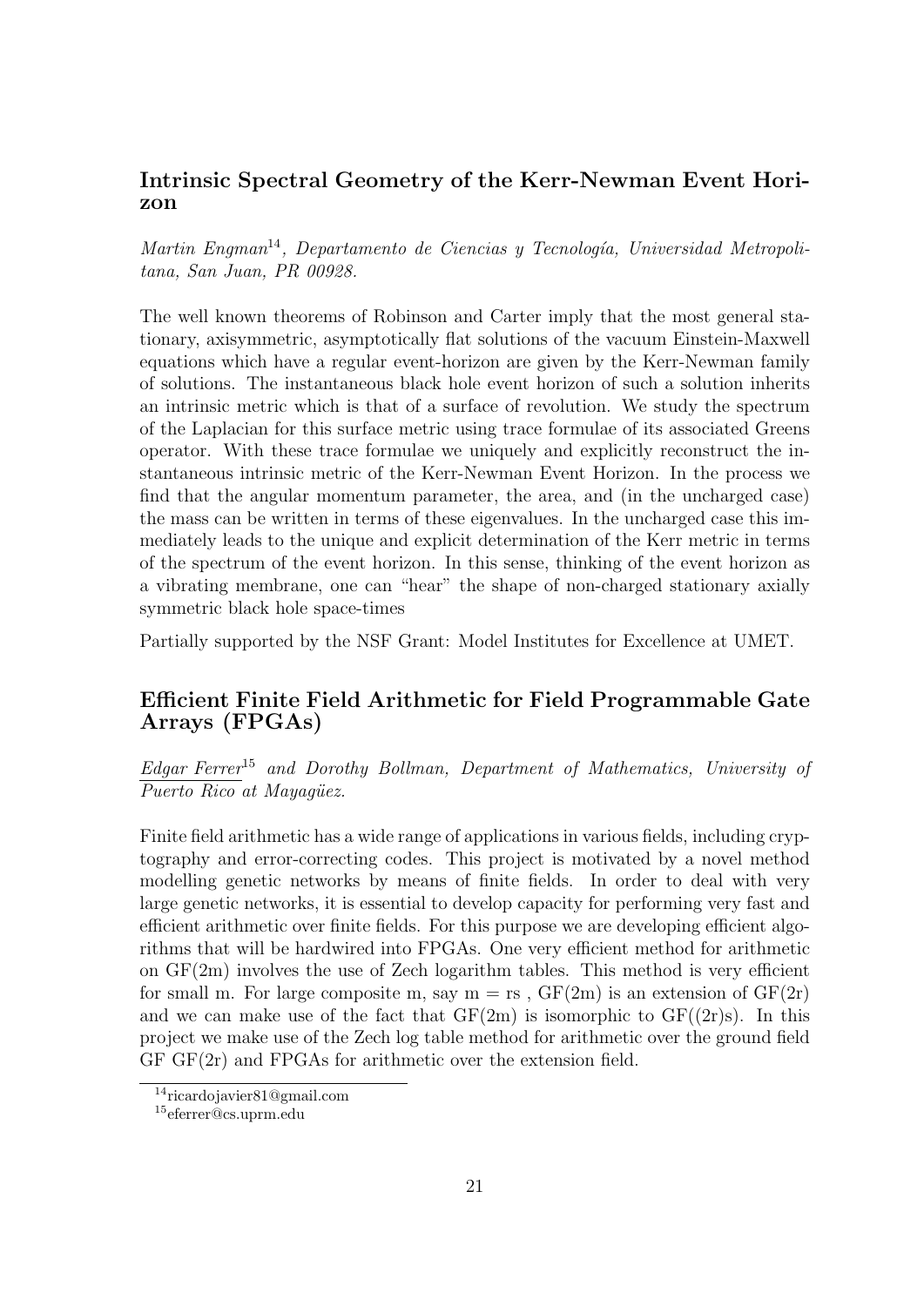## Intrinsic Spectral Geometry of the Kerr-Newman Event Horizon

*Martin Engman*[14], *Departamento de Ciencias y Tecnología, Universidad Metropolitana, San Juan, PR 00928.*

The well known theorems of Robinson and Carter imply that the most general stationary, axisymmetric, asymptotically flat solutions of the vacuum Einstein-Maxwell equations which have a regular event-horizon are given by the Kerr-Newman family of solutions. The instantaneous black hole event horizon of such a solution inherits an intrinsic metric which is that of a surface of revolution. We study the spectrum of the Laplacian for this surface metric using trace formulae of its associated Greens operator. With these trace formulae we uniquely and explicitly reconstruct the instantaneous intrinsic metric of the Kerr-Newman Event Horizon. In the process we find that the angular momentum parameter, the area, and (in the uncharged case) the mass can be written in terms of these eigenvalues. In the uncharged case this immediately leads to the unique and explicit determination of the Kerr metric in terms of the spectrum of the event horizon. In this sense, thinking of the event horizon as a vibrating membrane, one can "hear" the shape of non-charged stationary axially symmetric black hole space-times

Partially supported by the NSF Grant: Model Institutes for Excellence at UMET.

## Efficient Finite Field Arithmetic for Field Programmable Gate Arrays (FPGAs)

*Edgar Ferrer*[15] *and Dorothy Bollman, Department of Mathematics, University of Puerto Rico at Mayagüez.*

Finite field arithmetic has a wide range of applications in various fields, including cryptography and error-correcting codes. This project is motivated by a novel method modelling genetic networks by means of finite fields. In order to deal with very large genetic networks, it is essential to develop capacity for performing very fast and efficient arithmetic over finite fields. For this purpose we are developing efficient algorithms that will be hardwired into FPGAs. One very efficient method for arithmetic on GF(2m) involves the use of Zech logarithm tables. This method is very efficient for small m. For large composite m, say m = rs , GF(2m) is an extension of GF(2r) and we can make use of the fact that GF(2m) is isomorphic to GF((2r)s). In this project we make use of the Zech log table method for arithmetic over the ground field GF GF(2r) and FPGAs for arithmetic over the extension field.

[14] ricardojavier81@gmail.com

[15] eferrer@cs.uprm.edu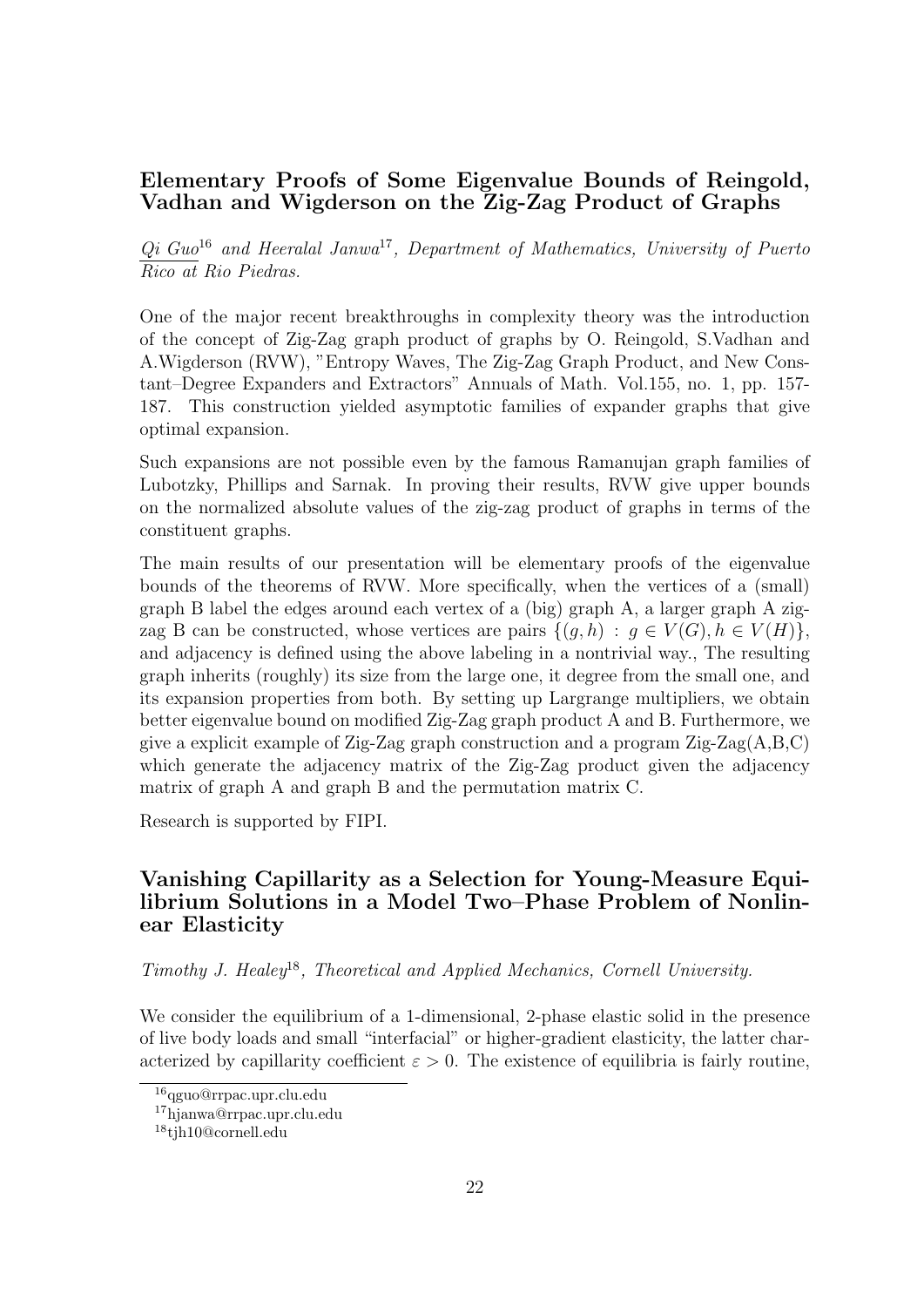## Elementary Proofs of Some Eigenvalue Bounds of Reingold, Vadhan and Wigderson on the Zig-Zag Product of Graphs

*Qi Guo*[16] *and Heeralal Janwa*[17]*, Department of Mathematics, University of Puerto Rico at Rio Piedras.*

One of the major recent breakthroughs in complexity theory was the introduction of the concept of Zig-Zag graph product of graphs by O. Reingold, S.Vadhan and A.Wigderson (RVW), "Entropy Waves, The Zig-Zag Graph Product, and New Constant–Degree Expanders and Extractors" Annuals of Math. Vol.155, no. 1, pp. 157-187. This construction yielded asymptotic families of expander graphs that give optimal expansion.

Such expansions are not possible even by the famous Ramanujan graph families of Lubotzky, Phillips and Sarnak. In proving their results, RVW give upper bounds on the normalized absolute values of the zig-zag product of graphs in terms of the constituent graphs.

The main results of our presentation will be elementary proofs of the eigenvalue bounds of the theorems of RVW. More specifically, when the vertices of a (small) graph B label the edges around each vertex of a (big) graph A, a larger graph A zig-zag B can be constructed, whose vertices are pairs $\{(g, h) : g \in V(G), h \in V(H)\}$, and adjacency is defined using the above labeling in a nontrivial way., The resulting graph inherits (roughly) its size from the large one, it degree from the small one, and its expansion properties from both. By setting up Largrange multipliers, we obtain better eigenvalue bound on modified Zig-Zag graph product A and B. Furthermore, we give a explicit example of Zig-Zag graph construction and a program Zig-Zag(A,B,C) which generate the adjacency matrix of the Zig-Zag product given the adjacency matrix of graph A and graph B and the permutation matrix C.

Research is supported by FIPI.

## Vanishing Capillarity as a Selection for Young-Measure Equilibrium Solutions in a Model Two–Phase Problem of Nonlinear Elasticity

*Timothy J. Healey*[18]*, Theoretical and Applied Mechanics, Cornell University.*

We consider the equilibrium of a 1-dimensional, 2-phase elastic solid in the presence of live body loads and small "interfacial" or higher-gradient elasticity, the latter characterized by capillarity coefficient $\varepsilon > 0$. The existence of equilibria is fairly routine,

[16] qguo@rrpac.upr.clu.edu

[17] hjanwa@rrpac.upr.clu.edu

[18] tjh10@cornell.edu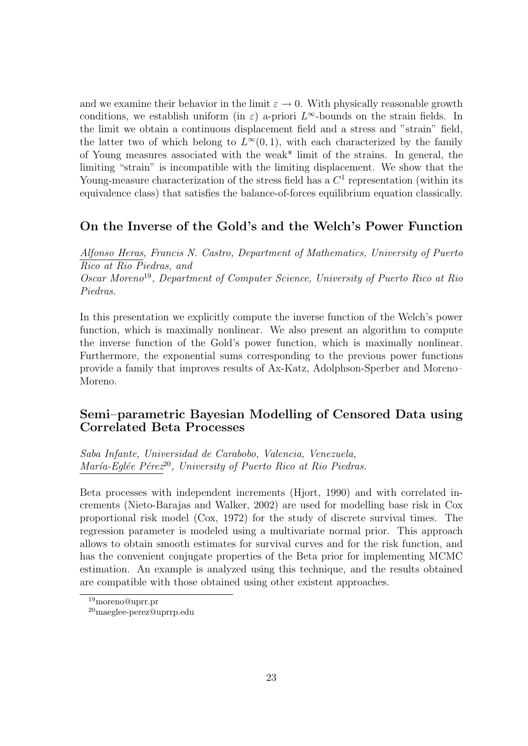and we examine their behavior in the limit $\varepsilon \to 0$. With physically reasonable growth conditions, we establish uniform (in $\varepsilon$) a-priori $L^\infty$-bounds on the strain fields. In the limit we obtain a continuous displacement field and a stress and "strain" field, the latter two of which belong to $L^\infty(0,1)$, with each characterized by the family of Young measures associated with the weak* limit of the strains. In general, the limiting "strain" is incompatible with the limiting displacement. We show that the Young-measure characterization of the stress field has a $C^1$ representation (within its equivalence class) that satisfies the balance-of-forces equilibrium equation classically.

## On the Inverse of the Gold's and the Welch's Power Function

*Alfonso Heras, Francis N. Castro, Department of Mathematics, University of Puerto Rico at Rio Piedras, and*
*Oscar Moreno*[19]*, Department of Computer Science, University of Puerto Rico at Rio Piedras.*

In this presentation we explicitly compute the inverse function of the Welch's power function, which is maximally nonlinear. We also present an algorithm to compute the inverse function of the Gold's power function, which is maximally nonlinear. Furthermore, the exponential sums corresponding to the previous power functions provide a family that improves results of Ax-Katz, Adolphson-Sperber and Moreno–Moreno.

## Semi–parametric Bayesian Modelling of Censored Data using Correlated Beta Processes

*Saba Infante, Universidad de Carabobo, Valencia, Venezuela,*
*María-Eglée Pérez*[20]*, University of Puerto Rico at Rio Piedras.*

Beta processes with independent increments (Hjort, 1990) and with correlated increments (Nieto-Barajas and Walker, 2002) are used for modelling base risk in Cox proportional risk model (Cox, 1972) for the study of discrete survival times. The regression parameter is modeled using a multivariate normal prior. This approach allows to obtain smooth estimates for survival curves and for the risk function, and has the convenient conjugate properties of the Beta prior for implementing MCMC estimation. An example is analyzed using this technique, and the results obtained are compatible with those obtained using other existent approaches.

[19] moreno@uprr.pr

[20] maeglee-perez@uprrp.edu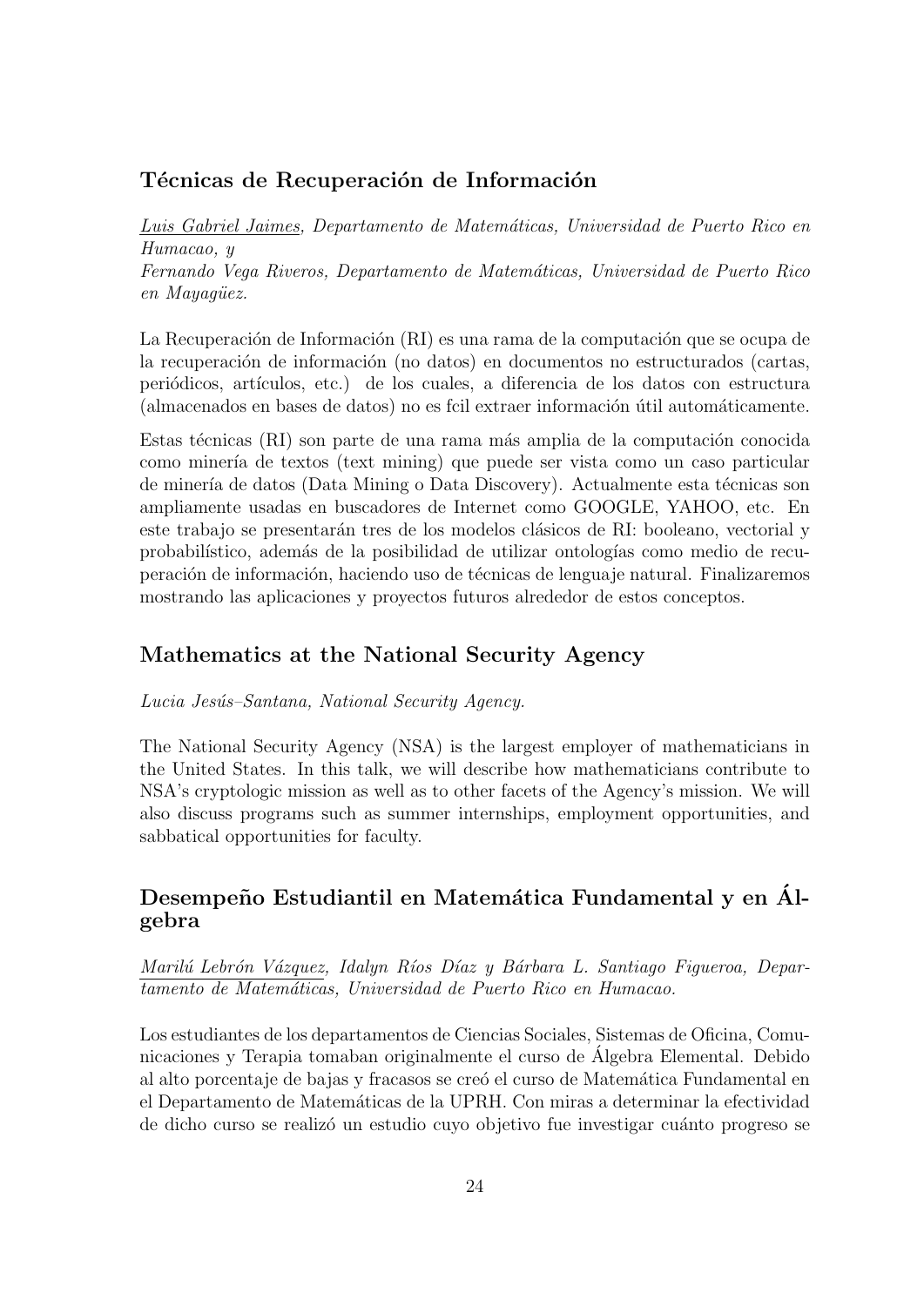## Técnicas de Recuperación de Información

*Luis Gabriel Jaimes, Departamento de Matemáticas, Universidad de Puerto Rico en Humacao, y*
*Fernando Vega Riveros, Departamento de Matemáticas, Universidad de Puerto Rico en Mayagüez.*

La Recuperación de Información (RI) es una rama de la computación que se ocupa de la recuperación de información (no datos) en documentos no estructurados (cartas, periódicos, artículos, etc.) de los cuales, a diferencia de los datos con estructura (almacenados en bases de datos) no es fcil extraer información útil automáticamente.

Estas técnicas (RI) son parte de una rama más amplia de la computación conocida como minería de textos (text mining) que puede ser vista como un caso particular de minería de datos (Data Mining o Data Discovery). Actualmente esta técnicas son ampliamente usadas en buscadores de Internet como GOOGLE, YAHOO, etc. En este trabajo se presentarán tres de los modelos clásicos de RI: booleano, vectorial y probabilístico, además de la posibilidad de utilizar ontologías como medio de recuperación de información, haciendo uso de técnicas de lenguaje natural. Finalizaremos mostrando las aplicaciones y proyectos futuros alrededor de estos conceptos.

## Mathematics at the National Security Agency

*Lucia Jesús–Santana, National Security Agency.*

The National Security Agency (NSA) is the largest employer of mathematicians in the United States. In this talk, we will describe how mathematicians contribute to NSA's cryptologic mission as well as to other facets of the Agency's mission. We will also discuss programs such as summer internships, employment opportunities, and sabbatical opportunities for faculty.

## Desempeño Estudiantil en Matemática Fundamental y en Álgebra

*Marilú Lebrón Vázquez, Idalyn Ríos Díaz y Bárbara L. Santiago Figueroa, Departamento de Matemáticas, Universidad de Puerto Rico en Humacao.*

Los estudiantes de los departamentos de Ciencias Sociales, Sistemas de Oficina, Comunicaciones y Terapia tomaban originalmente el curso de Álgebra Elemental. Debido al alto porcentaje de bajas y fracasos se creó el curso de Matemática Fundamental en el Departamento de Matemáticas de la UPRH. Con miras a determinar la efectividad de dicho curso se realizó un estudio cuyo objetivo fue investigar cuánto progreso se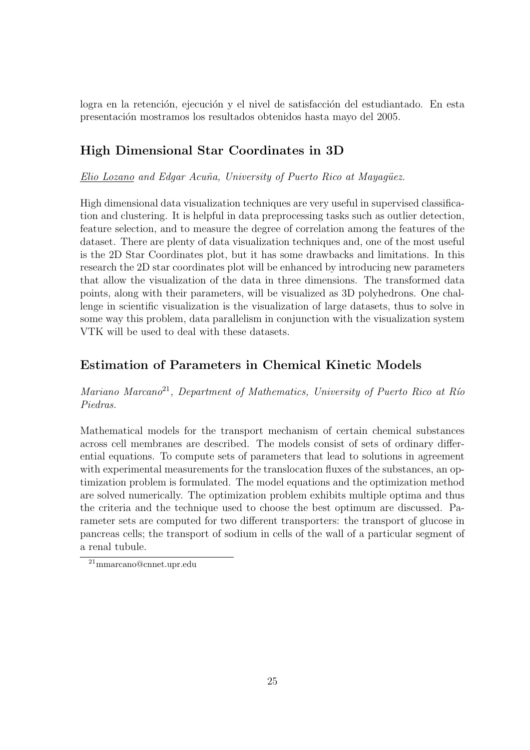logra en la retención, ejecución y el nivel de satisfacción del estudiantado. En esta presentación mostramos los resultados obtenidos hasta mayo del 2005.

## High Dimensional Star Coordinates in 3D

*Elio Lozano and Edgar Acuña, University of Puerto Rico at Mayagüez.*

High dimensional data visualization techniques are very useful in supervised classification and clustering. It is helpful in data preprocessing tasks such as outlier detection, feature selection, and to measure the degree of correlation among the features of the dataset. There are plenty of data visualization techniques and, one of the most useful is the 2D Star Coordinates plot, but it has some drawbacks and limitations. In this research the 2D star coordinates plot will be enhanced by introducing new parameters that allow the visualization of the data in three dimensions. The transformed data points, along with their parameters, will be visualized as 3D polyhedrons. One challenge in scientific visualization is the visualization of large datasets, thus to solve in some way this problem, data parallelism in conjunction with the visualization system VTK will be used to deal with these datasets.

## Estimation of Parameters in Chemical Kinetic Models

*Mariano Marcano[21], Department of Mathematics, University of Puerto Rico at Río Piedras.*

Mathematical models for the transport mechanism of certain chemical substances across cell membranes are described. The models consist of sets of ordinary differential equations. To compute sets of parameters that lead to solutions in agreement with experimental measurements for the translocation fluxes of the substances, an optimization problem is formulated. The model equations and the optimization method are solved numerically. The optimization problem exhibits multiple optima and thus the criteria and the technique used to choose the best optimum are discussed. Parameter sets are computed for two different transporters: the transport of glucose in pancreas cells; the transport of sodium in cells of the wall of a particular segment of a renal tubule.

[21] mmarcano@cnnet.upr.edu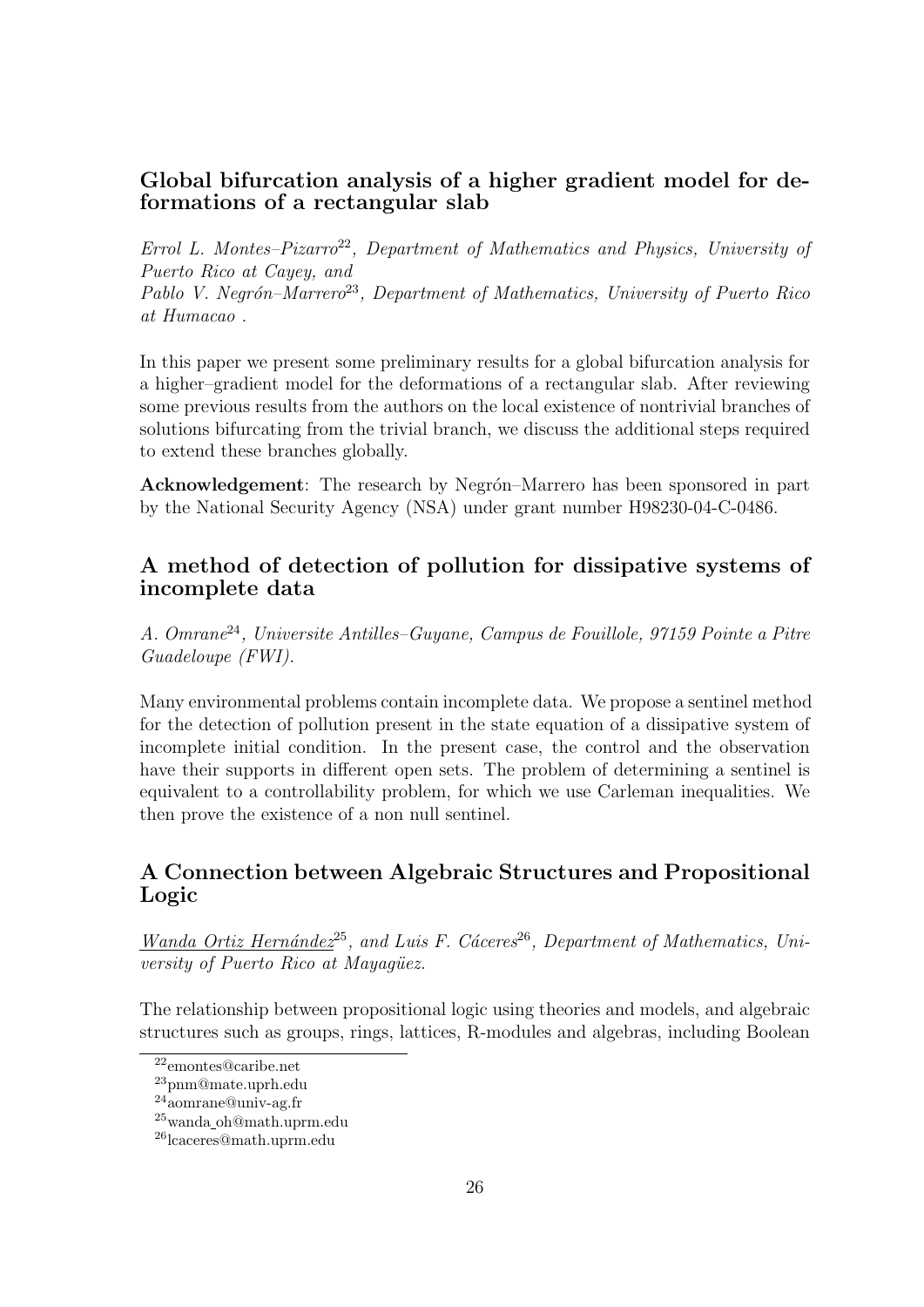## Global bifurcation analysis of a higher gradient model for deformations of a rectangular slab

*Errol L. Montes–Pizarro*[22]*, Department of Mathematics and Physics, University of Puerto Rico at Cayey, and*
*Pablo V. Negrón–Marrero*[23]*, Department of Mathematics, University of Puerto Rico at Humacao .*

In this paper we present some preliminary results for a global bifurcation analysis for a higher–gradient model for the deformations of a rectangular slab. After reviewing some previous results from the authors on the local existence of nontrivial branches of solutions bifurcating from the trivial branch, we discuss the additional steps required to extend these branches globally.

**Acknowledgement**: The research by Negrón–Marrero has been sponsored in part by the National Security Agency (NSA) under grant number H98230-04-C-0486.

## A method of detection of pollution for dissipative systems of incomplete data

*A. Omrane*[24]*, Universite Antilles–Guyane, Campus de Fouillole, 97159 Pointe a Pitre Guadeloupe (FWI).*

Many environmental problems contain incomplete data. We propose a sentinel method for the detection of pollution present in the state equation of a dissipative system of incomplete initial condition. In the present case, the control and the observation have their supports in different open sets. The problem of determining a sentinel is equivalent to a controllability problem, for which we use Carleman inequalities. We then prove the existence of a non null sentinel.

## A Connection between Algebraic Structures and Propositional Logic

*Wanda Ortiz Hernández*[25]*, and Luis F. Cáceres*[26]*, Department of Mathematics, University of Puerto Rico at Mayagüez.*

The relationship between propositional logic using theories and models, and algebraic structures such as groups, rings, lattices, R-modules and algebras, including Boolean

[22] emontes@caribe.net
[23] pnm@mate.uprh.edu
[24] aomrane@univ-ag.fr
[25] wanda_oh@math.uprm.edu
[26] lcaceres@math.uprm.edu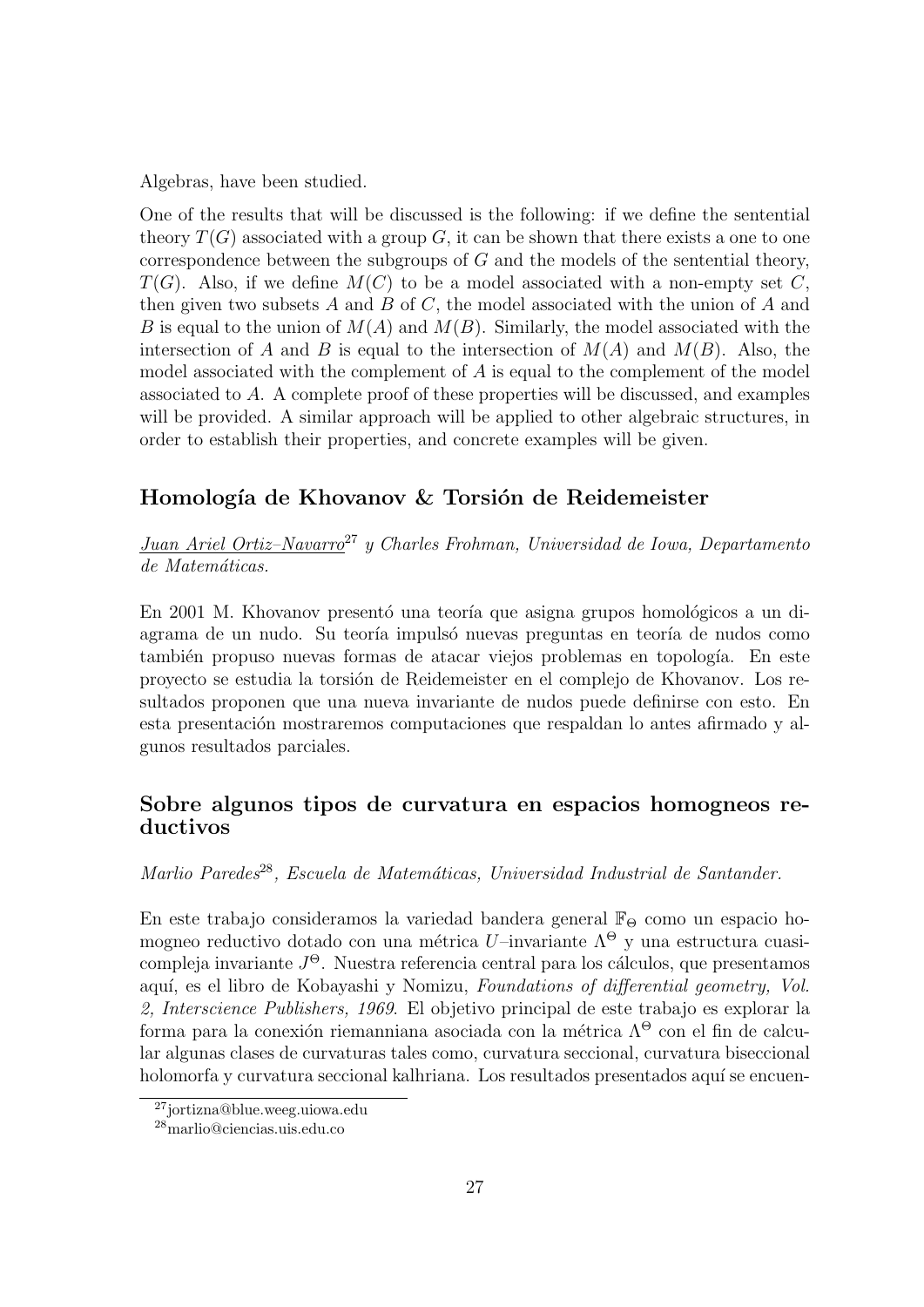Algebras, have been studied.

One of the results that will be discussed is the following: if we define the sentential theory $T(G)$ associated with a group $G$, it can be shown that there exists a one to one correspondence between the subgroups of $G$ and the models of the sentential theory, $T(G)$. Also, if we define $M(C)$ to be a model associated with a non-empty set $C$, then given two subsets $A$ and $B$ of $C$, the model associated with the union of $A$ and $B$ is equal to the union of $M(A)$ and $M(B)$. Similarly, the model associated with the intersection of $A$ and $B$ is equal to the intersection of $M(A)$ and $M(B)$. Also, the model associated with the complement of $A$ is equal to the complement of the model associated to $A$. A complete proof of these properties will be discussed, and examples will be provided. A similar approach will be applied to other algebraic structures, in order to establish their properties, and concrete examples will be given.

## Homología de Khovanov & Torsión de Reidemeister

*Juan Ariel Ortiz–Navarro*[27] *y Charles Frohman, Universidad de Iowa, Departamento de Matemáticas.*

En 2001 M. Khovanov presentó una teoría que asigna grupos homológicos a un diagrama de un nudo. Su teoría impulsó nuevas preguntas en teoría de nudos como también propuso nuevas formas de atacar viejos problemas en topología. En este proyecto se estudia la torsión de Reidemeister en el complejo de Khovanov. Los resultados proponen que una nueva invariante de nudos puede definirse con esto. En esta presentación mostraremos computaciones que respaldan lo antes afirmado y algunos resultados parciales.

## Sobre algunos tipos de curvatura en espacios homogeneos reductivos

*Marlio Paredes*[28]*, Escuela de Matemáticas, Universidad Industrial de Santander.*

En este trabajo consideramos la variedad bandera general $\mathbb{F}_\Theta$ como un espacio homogeneo reductivo dotado con una métrica $U$–invariante $\Lambda^\Theta$ y una estructura cuasi-compleja invariante $J^\Theta$. Nuestra referencia central para los cálculos, que presentamos aquí, es el libro de Kobayashi y Nomizu, *Foundations of differential geometry, Vol. 2, Interscience Publishers, 1969*. El objetivo principal de este trabajo es explorar la forma para la conexión riemanniana asociada con la métrica $\Lambda^\Theta$ con el fin de calcular algunas clases de curvaturas tales como, curvatura seccional, curvatura biseccional holomorfa y curvatura seccional kalhriana. Los resultados presentados aquí se encuen-

[27] jortizna@blue.weeg.uiowa.edu

[28] marlio@ciencias.uis.edu.co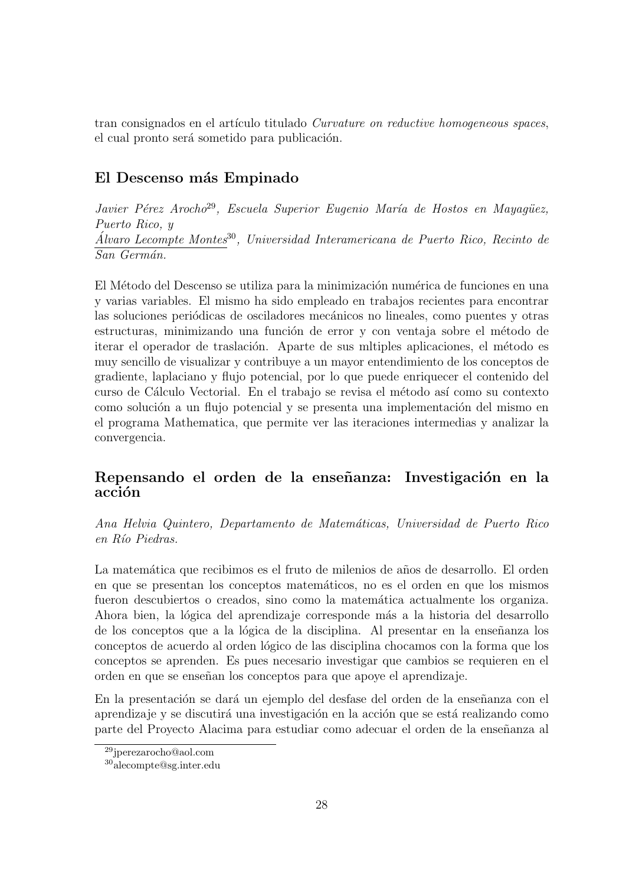tran consignados en el artículo titulado *Curvature on reductive homogeneous spaces*, el cual pronto será sometido para publicación.

## El Descenso más Empinado

*Javier Pérez Arocho*[29]*, Escuela Superior Eugenio María de Hostos en Mayagüez, Puerto Rico, y*
*Álvaro Lecompte Montes*[30]*, Universidad Interamericana de Puerto Rico, Recinto de San Germán.*

El Método del Descenso se utiliza para la minimización numérica de funciones en una y varias variables. El mismo ha sido empleado en trabajos recientes para encontrar las soluciones periódicas de osciladores mecánicos no lineales, como puentes y otras estructuras, minimizando una función de error y con ventaja sobre el método de iterar el operador de traslación. Aparte de sus mltiples aplicaciones, el método es muy sencillo de visualizar y contribuye a un mayor entendimiento de los conceptos de gradiente, laplaciano y flujo potencial, por lo que puede enriquecer el contenido del curso de Cálculo Vectorial. En el trabajo se revisa el método así como su contexto como solución a un flujo potencial y se presenta una implementación del mismo en el programa Mathematica, que permite ver las iteraciones intermedias y analizar la convergencia.

## Repensando el orden de la enseñanza: Investigación en la acción

*Ana Helvia Quintero, Departamento de Matemáticas, Universidad de Puerto Rico en Río Piedras.*

La matemática que recibimos es el fruto de milenios de años de desarrollo. El orden en que se presentan los conceptos matemáticos, no es el orden en que los mismos fueron descubiertos o creados, sino como la matemática actualmente los organiza. Ahora bien, la lógica del aprendizaje corresponde más a la historia del desarrollo de los conceptos que a la lógica de la disciplina. Al presentar en la enseñanza los conceptos de acuerdo al orden lógico de las disciplina chocamos con la forma que los conceptos se aprenden. Es pues necesario investigar que cambios se requieren en el orden en que se enseñan los conceptos para que apoye el aprendizaje.

En la presentación se dará un ejemplo del desfase del orden de la enseñanza con el aprendizaje y se discutirá una investigación en la acción que se está realizando como parte del Proyecto Alacima para estudiar como adecuar el orden de la enseñanza al

[29] jperezarocho@aol.com

[30] alecompte@sg.inter.edu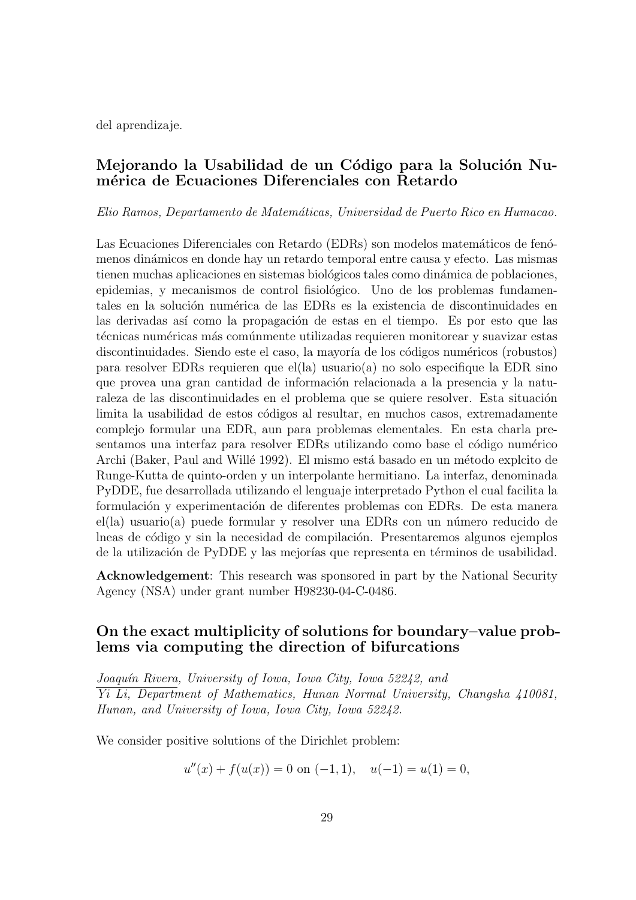del aprendizaje.

## Mejorando la Usabilidad de un Código para la Solución Numérica de Ecuaciones Diferenciales con Retardo

*Elio Ramos, Departamento de Matemáticas, Universidad de Puerto Rico en Humacao.*

Las Ecuaciones Diferenciales con Retardo (EDRs) son modelos matemáticos de fenómenos dinámicos en donde hay un retardo temporal entre causa y efecto. Las mismas tienen muchas aplicaciones en sistemas biológicos tales como dinámica de poblaciones, epidemias, y mecanismos de control fisiológico. Uno de los problemas fundamentales en la solución numérica de las EDRs es la existencia de discontinuidades en las derivadas así como la propagación de estas en el tiempo. Es por esto que las técnicas numéricas más comúnmente utilizadas requieren monitorear y suavizar estas discontinuidades. Siendo este el caso, la mayoría de los códigos numéricos (robustos) para resolver EDRs requieren que el(la) usuario(a) no solo especifique la EDR sino que provea una gran cantidad de información relacionada a la presencia y la naturaleza de las discontinuidades en el problema que se quiere resolver. Esta situación limita la usabilidad de estos códigos al resultar, en muchos casos, extremadamente complejo formular una EDR, aun para problemas elementales. En esta charla presentamos una interfaz para resolver EDRs utilizando como base el código numérico Archi (Baker, Paul and Willé 1992). El mismo está basado en un método explcito de Runge-Kutta de quinto-orden y un interpolante hermitiano. La interfaz, denominada PyDDE, fue desarrollada utilizando el lenguaje interpretado Python el cual facilita la formulación y experimentación de diferentes problemas con EDRs. De esta manera el(la) usuario(a) puede formular y resolver una EDRs con un número reducido de lneas de código y sin la necesidad de compilación. Presentaremos algunos ejemplos de la utilización de PyDDE y las mejorías que representa en términos de usabilidad.

**Acknowledgement**: This research was sponsored in part by the National Security Agency (NSA) under grant number H98230-04-C-0486.

## On the exact multiplicity of solutions for boundary–value problems via computing the direction of bifurcations

*Joaquín Rivera, University of Iowa, Iowa City, Iowa 52242, and*
*Yi Li, Department of Mathematics, Hunan Normal University, Changsha 410081, Hunan, and University of Iowa, Iowa City, Iowa 52242.*

We consider positive solutions of the Dirichlet problem:

$$u''(x) + f(u(x)) = 0 \text{ on } (-1, 1), \quad u(-1) = u(1) = 0,$$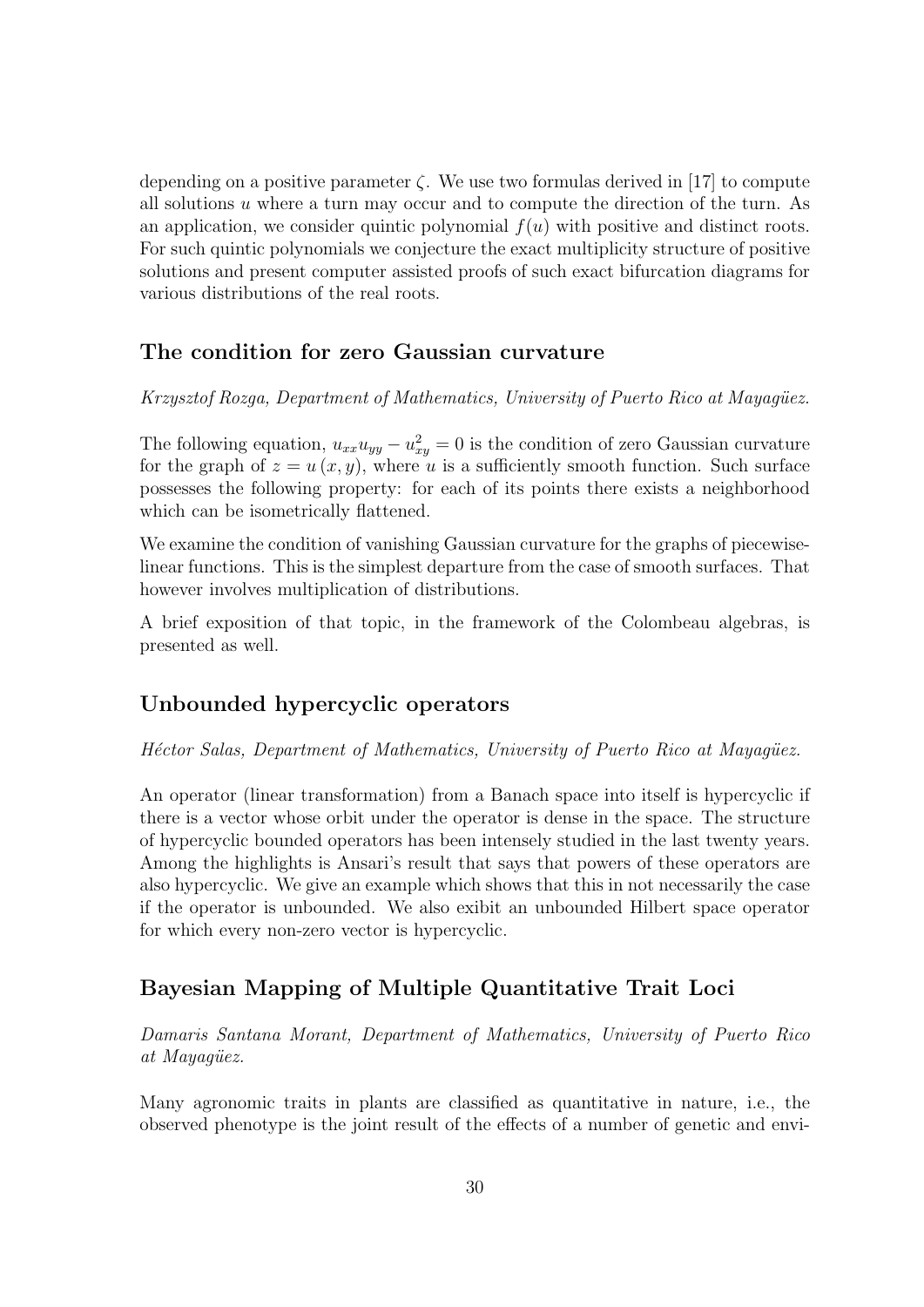depending on a positive parameter $\zeta$. We use two formulas derived in [17] to compute all solutions $u$ where a turn may occur and to compute the direction of the turn. As an application, we consider quintic polynomial $f(u)$ with positive and distinct roots. For such quintic polynomials we conjecture the exact multiplicity structure of positive solutions and present computer assisted proofs of such exact bifurcation diagrams for various distributions of the real roots.

## The condition for zero Gaussian curvature

*Krzysztof Rozga, Department of Mathematics, University of Puerto Rico at Mayagüez.*

The following equation, $u_{xx}u_{yy} - u_{xy}^2 = 0$ is the condition of zero Gaussian curvature for the graph of $z = u(x, y)$, where $u$ is a sufficiently smooth function. Such surface possesses the following property: for each of its points there exists a neighborhood which can be isometrically flattened.

We examine the condition of vanishing Gaussian curvature for the graphs of piecewise-linear functions. This is the simplest departure from the case of smooth surfaces. That however involves multiplication of distributions.

A brief exposition of that topic, in the framework of the Colombeau algebras, is presented as well.

## Unbounded hypercyclic operators

*Héctor Salas, Department of Mathematics, University of Puerto Rico at Mayagüez.*

An operator (linear transformation) from a Banach space into itself is hypercyclic if there is a vector whose orbit under the operator is dense in the space. The structure of hypercyclic bounded operators has been intensely studied in the last twenty years. Among the highlights is Ansari's result that says that powers of these operators are also hypercyclic. We give an example which shows that this in not necessarily the case if the operator is unbounded. We also exibit an unbounded Hilbert space operator for which every non-zero vector is hypercyclic.

## Bayesian Mapping of Multiple Quantitative Trait Loci

*Damaris Santana Morant, Department of Mathematics, University of Puerto Rico at Mayagüez.*

Many agronomic traits in plants are classified as quantitative in nature, i.e., the observed phenotype is the joint result of the effects of a number of genetic and envi-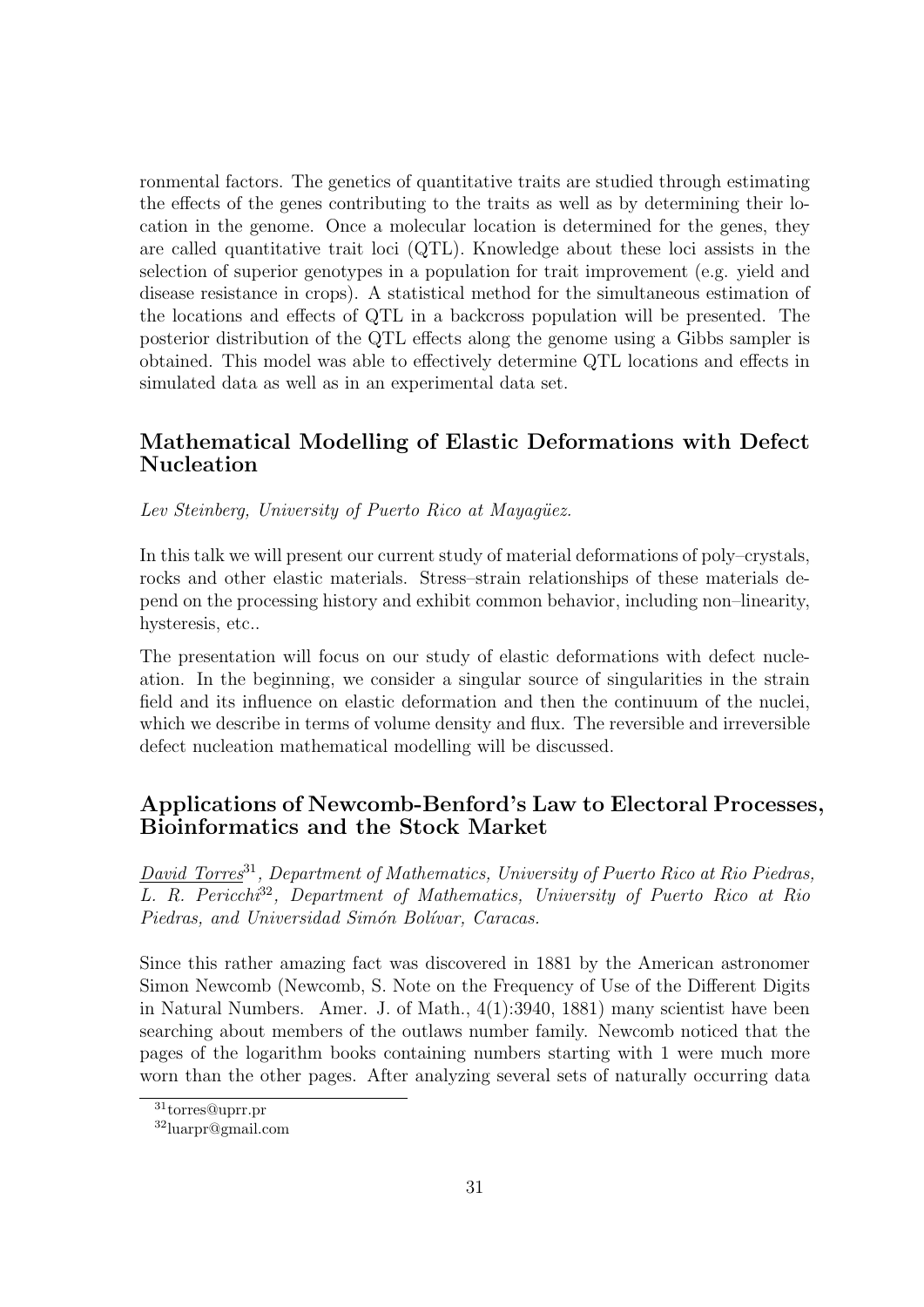ronmental factors. The genetics of quantitative traits are studied through estimating the effects of the genes contributing to the traits as well as by determining their location in the genome. Once a molecular location is determined for the genes, they are called quantitative trait loci (QTL). Knowledge about these loci assists in the selection of superior genotypes in a population for trait improvement (e.g. yield and disease resistance in crops). A statistical method for the simultaneous estimation of the locations and effects of QTL in a backcross population will be presented. The posterior distribution of the QTL effects along the genome using a Gibbs sampler is obtained. This model was able to effectively determine QTL locations and effects in simulated data as well as in an experimental data set.

## Mathematical Modelling of Elastic Deformations with Defect Nucleation

*Lev Steinberg, University of Puerto Rico at Mayagüez.*

In this talk we will present our current study of material deformations of poly–crystals, rocks and other elastic materials. Stress–strain relationships of these materials depend on the processing history and exhibit common behavior, including non–linearity, hysteresis, etc..

The presentation will focus on our study of elastic deformations with defect nucleation. In the beginning, we consider a singular source of singularities in the strain field and its influence on elastic deformation and then the continuum of the nuclei, which we describe in terms of volume density and flux. The reversible and irreversible defect nucleation mathematical modelling will be discussed.

## Applications of Newcomb-Benford's Law to Electoral Processes, Bioinformatics and the Stock Market

*David Torres*[31]*, Department of Mathematics, University of Puerto Rico at Rio Piedras, L. R. Pericchi*[32]*, Department of Mathematics, University of Puerto Rico at Rio Piedras, and Universidad Simón Bolívar, Caracas.*

Since this rather amazing fact was discovered in 1881 by the American astronomer Simon Newcomb (Newcomb, S. Note on the Frequency of Use of the Different Digits in Natural Numbers. Amer. J. of Math., 4(1):3940, 1881) many scientist have been searching about members of the outlaws number family. Newcomb noticed that the pages of the logarithm books containing numbers starting with 1 were much more worn than the other pages. After analyzing several sets of naturally occurring data

[31] torres@uprr.pr

[32] luarpr@gmail.com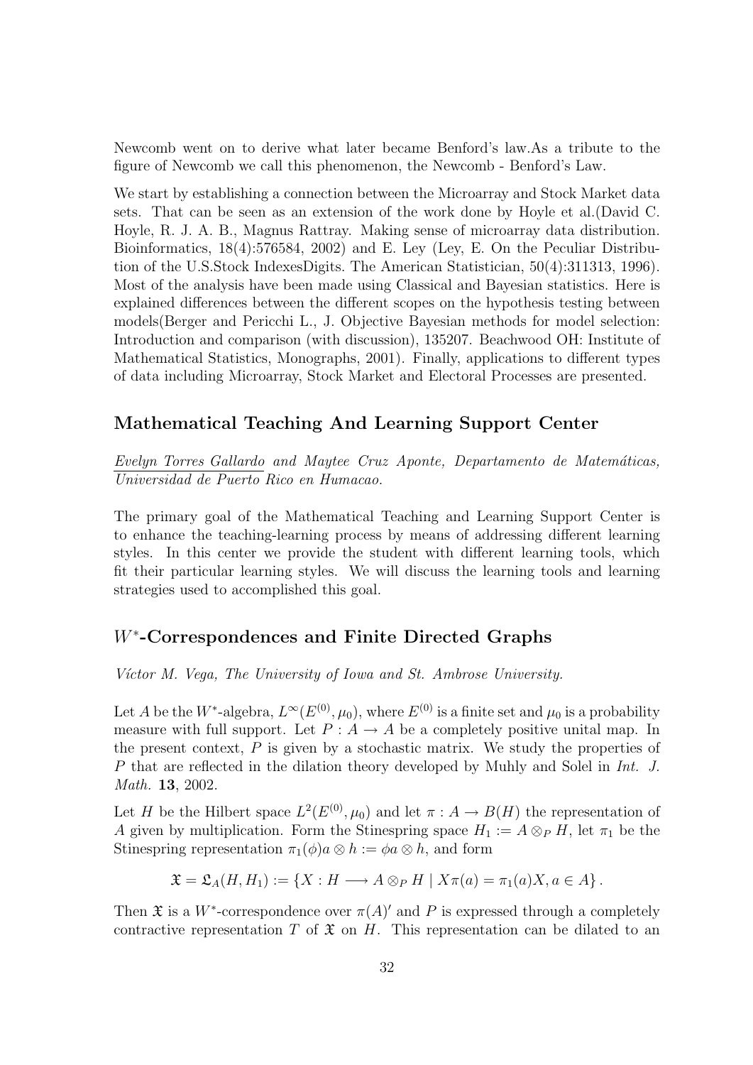Newcomb went on to derive what later became Benford's law.As a tribute to the figure of Newcomb we call this phenomenon, the Newcomb - Benford's Law.

We start by establishing a connection between the Microarray and Stock Market data sets. That can be seen as an extension of the work done by Hoyle et al.(David C. Hoyle, R. J. A. B., Magnus Rattray. Making sense of microarray data distribution. Bioinformatics, 18(4):576584, 2002) and E. Ley (Ley, E. On the Peculiar Distribution of the U.S.Stock IndexesDigits. The American Statistician, 50(4):311313, 1996). Most of the analysis have been made using Classical and Bayesian statistics. Here is explained differences between the different scopes on the hypothesis testing between models(Berger and Pericchi L., J. Objective Bayesian methods for model selection: Introduction and comparison (with discussion), 135207. Beachwood OH: Institute of Mathematical Statistics, Monographs, 2001). Finally, applications to different types of data including Microarray, Stock Market and Electoral Processes are presented.

## Mathematical Teaching And Learning Support Center

*Evelyn Torres Gallardo and Maytee Cruz Aponte, Departamento de Matemáticas, Universidad de Puerto Rico en Humacao.*

The primary goal of the Mathematical Teaching and Learning Support Center is to enhance the teaching-learning process by means of addressing different learning styles. In this center we provide the student with different learning tools, which fit their particular learning styles. We will discuss the learning tools and learning strategies used to accomplished this goal.

## $W^*$-Correspondences and Finite Directed Graphs

*Víctor M. Vega, The University of Iowa and St. Ambrose University.*

Let $A$ be the $W^*$-algebra, $L^\infty(E^{(0)}, \mu_0)$, where $E^{(0)}$ is a finite set and $\mu_0$ is a probability measure with full support. Let $P : A \to A$ be a completely positive unital map. In the present context, $P$ is given by a stochastic matrix. We study the properties of $P$ that are reflected in the dilation theory developed by Muhly and Solel in *Int. J. Math.* **13**, 2002.

Let $H$ be the Hilbert space $L^2(E^{(0)}, \mu_0)$ and let $\pi : A \to B(H)$ the representation of $A$ given by multiplication. Form the Stinespring space $H_1 := A \otimes_P H$, let $\pi_1$ be the Stinespring representation $\pi_1(\phi)a \otimes h := \phi a \otimes h$, and form

$$\mathfrak{X} = \mathfrak{L}_A(H, H_1) := \{X : H \longrightarrow A \otimes_P H \mid X\pi(a) = \pi_1(a)X, a \in A\}.$$

Then $\mathfrak{X}$ is a $W^*$-correspondence over $\pi(A)'$ and $P$ is expressed through a completely contractive representation $T$ of $\mathfrak{X}$ on $H$. This representation can be dilated to an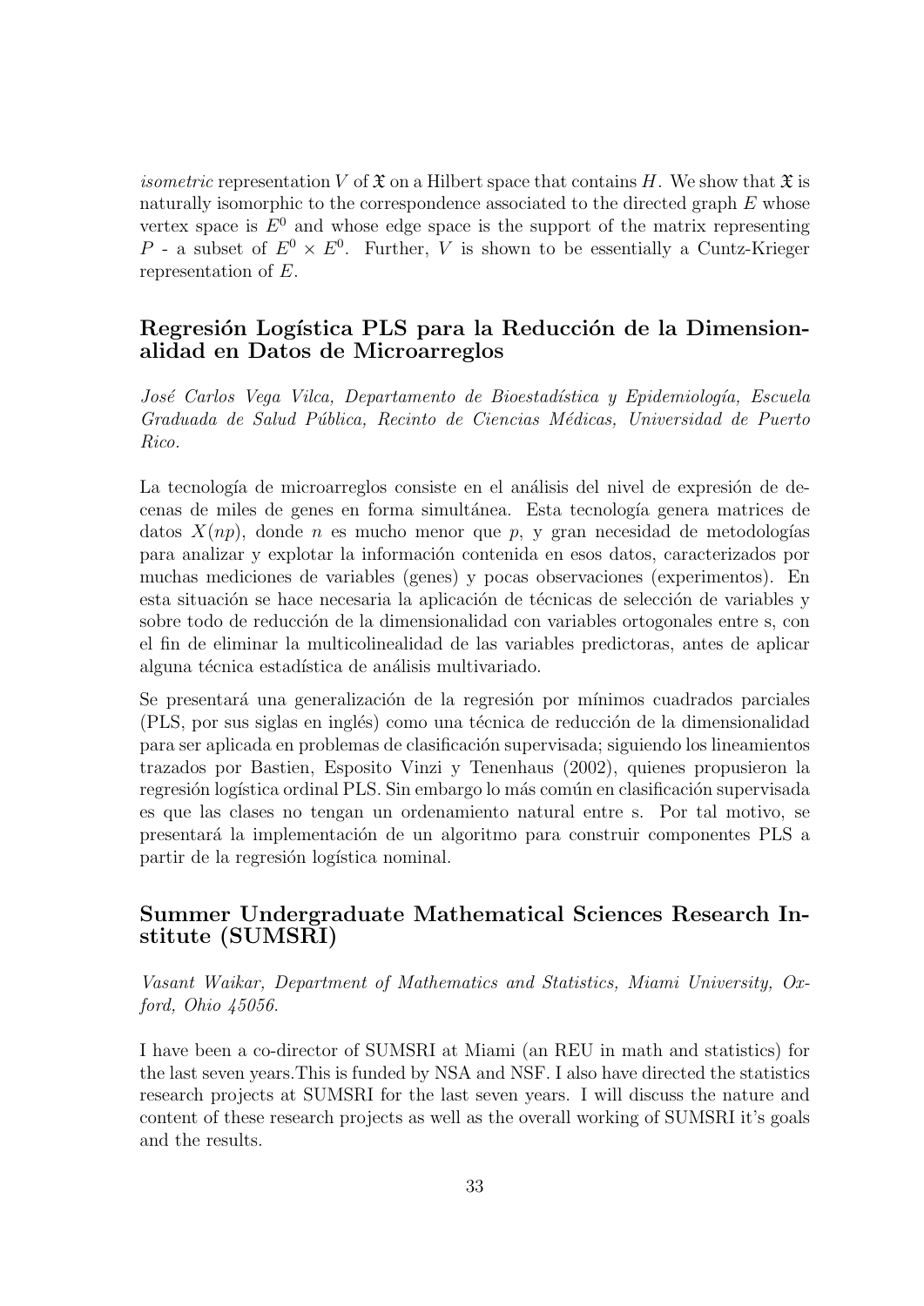*isometric* representation $V$ of $\mathfrak{X}$ on a Hilbert space that contains $H$. We show that $\mathfrak{X}$ is naturally isomorphic to the correspondence associated to the directed graph $E$ whose vertex space is $E^0$ and whose edge space is the support of the matrix representing $P$ - a subset of $E^0 \times E^0$. Further, $V$ is shown to be essentially a Cuntz-Krieger representation of $E$.

## Regresión Logística PLS para la Reducción de la Dimensionalidad en Datos de Microarreglos

*José Carlos Vega Vilca, Departamento de Bioestadística y Epidemiología, Escuela Graduada de Salud Pública, Recinto de Ciencias Médicas, Universidad de Puerto Rico.*

La tecnología de microarreglos consiste en el análisis del nivel de expresión de decenas de miles de genes en forma simultánea. Esta tecnología genera matrices de datos $X(np)$, donde $n$ es mucho menor que $p$, y gran necesidad de metodologías para analizar y explotar la información contenida en esos datos, caracterizados por muchas mediciones de variables (genes) y pocas observaciones (experimentos). En esta situación se hace necesaria la aplicación de técnicas de selección de variables y sobre todo de reducción de la dimensionalidad con variables ortogonales entre s, con el fin de eliminar la multicolinealidad de las variables predictoras, antes de aplicar alguna técnica estadística de análisis multivariado.

Se presentará una generalización de la regresión por mínimos cuadrados parciales (PLS, por sus siglas en inglés) como una técnica de reducción de la dimensionalidad para ser aplicada en problemas de clasificación supervisada; siguiendo los lineamientos trazados por Bastien, Esposito Vinzi y Tenenhaus (2002), quienes propusieron la regresión logística ordinal PLS. Sin embargo lo más común en clasificación supervisada es que las clases no tengan un ordenamiento natural entre s. Por tal motivo, se presentará la implementación de un algoritmo para construir componentes PLS a partir de la regresión logística nominal.

## Summer Undergraduate Mathematical Sciences Research Institute (SUMSRI)

*Vasant Waikar, Department of Mathematics and Statistics, Miami University, Oxford, Ohio 45056.*

I have been a co-director of SUMSRI at Miami (an REU in math and statistics) for the last seven years.This is funded by NSA and NSF. I also have directed the statistics research projects at SUMSRI for the last seven years. I will discuss the nature and content of these research projects as well as the overall working of SUMSRI it's goals and the results.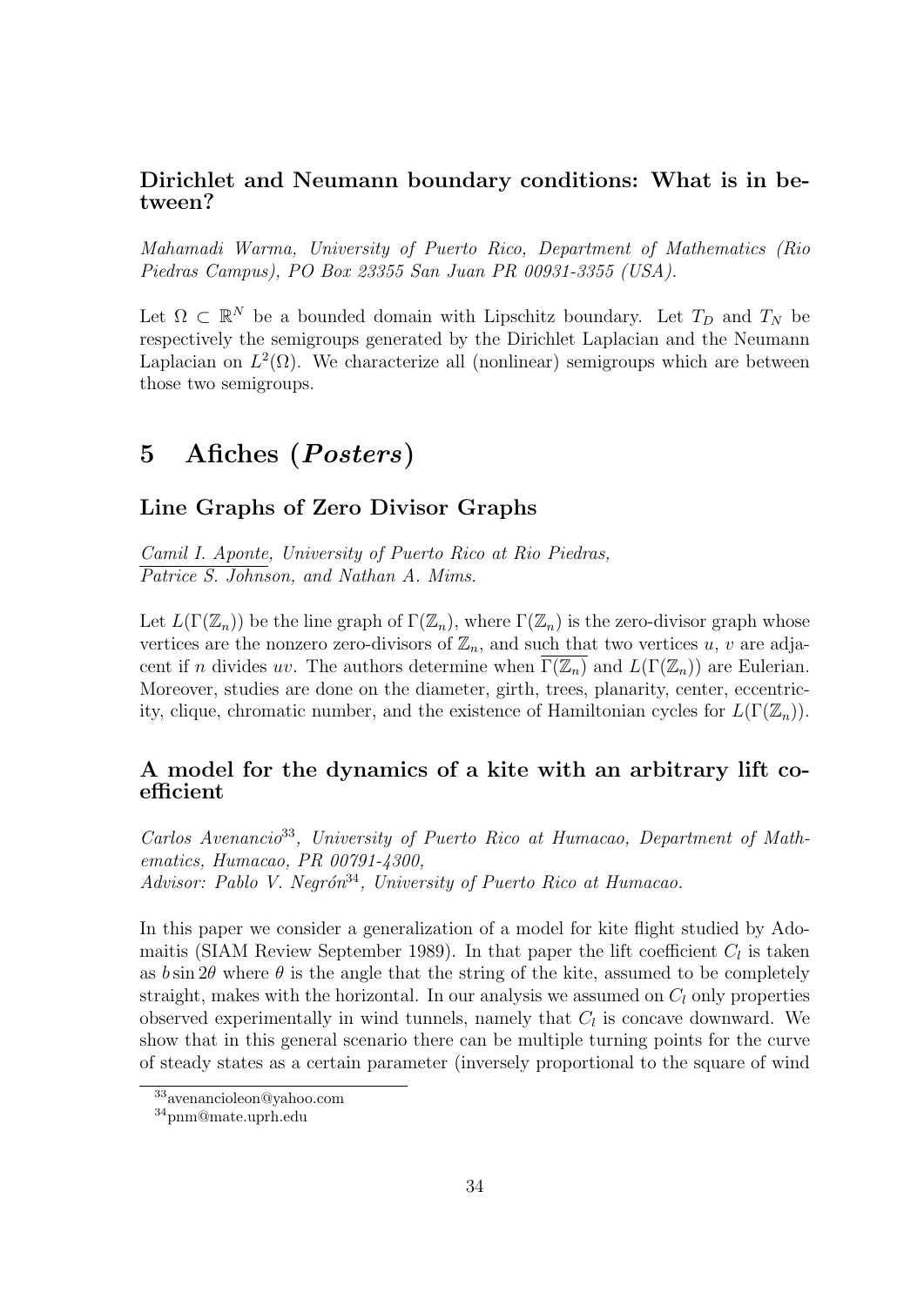### Dirichlet and Neumann boundary conditions: What is in between?

*Mahamadi Warma, University of Puerto Rico, Department of Mathematics (Rio Piedras Campus), PO Box 23355 San Juan PR 00931-3355 (USA).*

Let $\Omega \subset \mathbb{R}^N$ be a bounded domain with Lipschitz boundary. Let $T_D$ and $T_N$ be respectively the semigroups generated by the Dirichlet Laplacian and the Neumann Laplacian on $L^2(\Omega)$. We characterize all (nonlinear) semigroups which are between those two semigroups.

## 5 Afiches (*Posters*)

### Line Graphs of Zero Divisor Graphs

*Camil I. Aponte, University of Puerto Rico at Rio Piedras, Patrice S. Johnson, and Nathan A. Mims.*

Let $L(\Gamma(\mathbb{Z}_n))$ be the line graph of $\Gamma(\mathbb{Z}_n)$, where $\Gamma(\mathbb{Z}_n)$ is the zero-divisor graph whose vertices are the nonzero zero-divisors of $\mathbb{Z}_n$, and such that two vertices $u$, $v$ are adjacent if $n$ divides $uv$. The authors determine when $\overline{\Gamma(\mathbb{Z}_n)}$ and $L(\Gamma(\mathbb{Z}_n))$ are Eulerian. Moreover, studies are done on the diameter, girth, trees, planarity, center, eccentricity, clique, chromatic number, and the existence of Hamiltonian cycles for $L(\Gamma(\mathbb{Z}_n))$.

### A model for the dynamics of a kite with an arbitrary lift coefficient

*Carlos Avenancio[33], University of Puerto Rico at Humacao, Department of Mathematics, Humacao, PR 00791-4300,*
*Advisor: Pablo V. Negrón[34], University of Puerto Rico at Humacao.*

In this paper we consider a generalization of a model for kite flight studied by Adomaitis (SIAM Review September 1989). In that paper the lift coefficient $C_l$ is taken as $b \sin 2\theta$ where $\theta$ is the angle that the string of the kite, assumed to be completely straight, makes with the horizontal. In our analysis we assumed on $C_l$ only properties observed experimentally in wind tunnels, namely that $C_l$ is concave downward. We show that in this general scenario there can be multiple turning points for the curve of steady states as a certain parameter (inversely proportional to the square of wind

[33] avenancioleon@yahoo.com
[34] pnm@mate.uprh.edu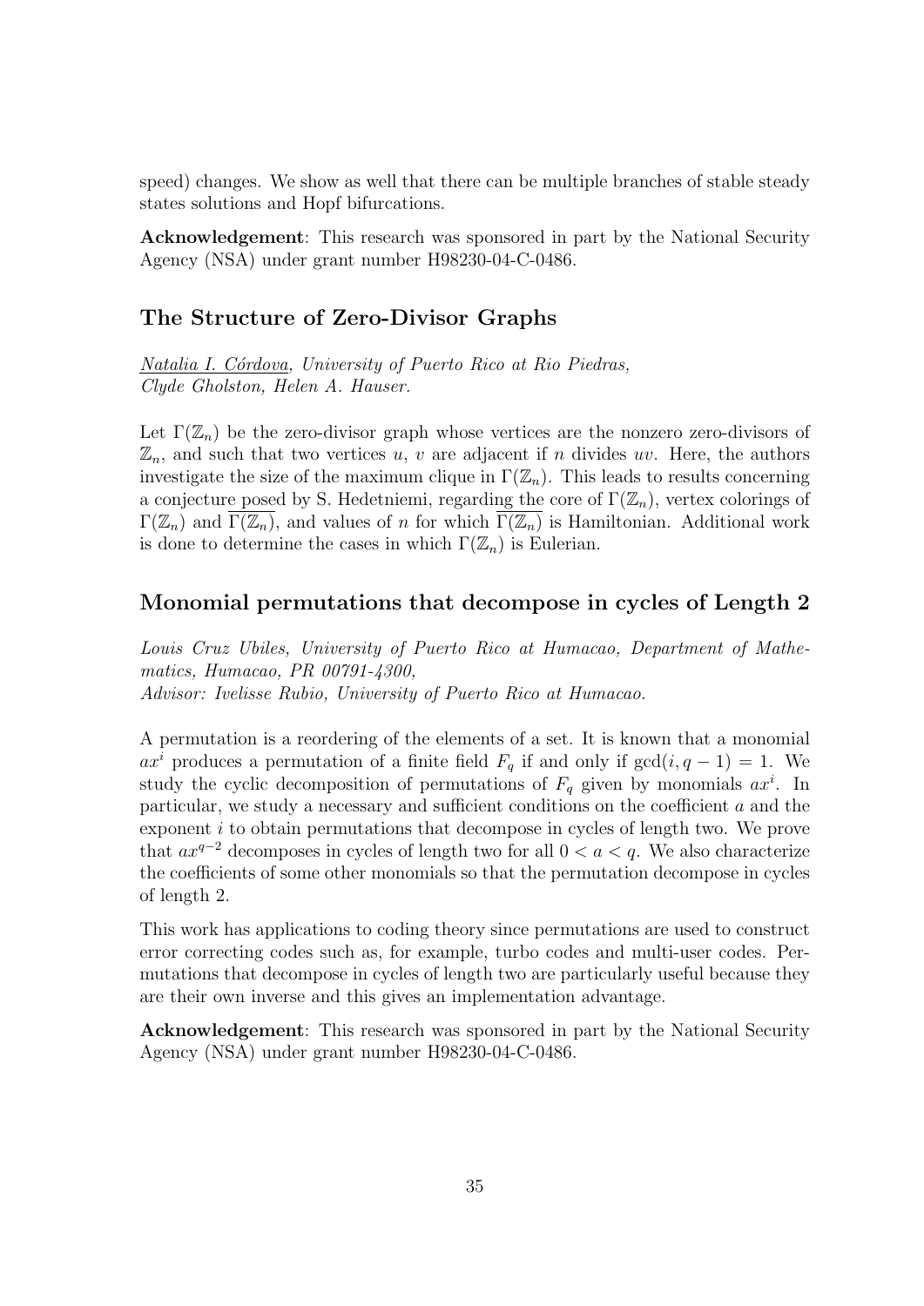speed) changes. We show as well that there can be multiple branches of stable steady states solutions and Hopf bifurcations.

**Acknowledgement**: This research was sponsored in part by the National Security Agency (NSA) under grant number H98230-04-C-0486.

## The Structure of Zero-Divisor Graphs

*Natalia I. Córdova, University of Puerto Rico at Rio Piedras, Clyde Gholston, Helen A. Hauser.*

Let $\Gamma(\mathbb{Z}_n)$ be the zero-divisor graph whose vertices are the nonzero zero-divisors of $\mathbb{Z}_n$, and such that two vertices $u$, $v$ are adjacent if $n$ divides $uv$. Here, the authors investigate the size of the maximum clique in $\Gamma(\mathbb{Z}_n)$. This leads to results concerning a conjecture posed by S. Hedetniemi, regarding the core of $\Gamma(\mathbb{Z}_n)$, vertex colorings of $\Gamma(\mathbb{Z}_n)$ and $\overline{\Gamma(\mathbb{Z}_n)}$, and values of $n$ for which $\overline{\Gamma(\mathbb{Z}_n)}$ is Hamiltonian. Additional work is done to determine the cases in which $\Gamma(\mathbb{Z}_n)$ is Eulerian.

## Monomial permutations that decompose in cycles of Length 2

*Louis Cruz Ubiles, University of Puerto Rico at Humacao, Department of Mathematics, Humacao, PR 00791-4300,*
*Advisor: Ivelisse Rubio, University of Puerto Rico at Humacao.*

A permutation is a reordering of the elements of a set. It is known that a monomial $ax^i$ produces a permutation of a finite field $F_q$ if and only if $\gcd(i, q-1) = 1$. We study the cyclic decomposition of permutations of $F_q$ given by monomials $ax^i$. In particular, we study a necessary and sufficient conditions on the coefficient $a$ and the exponent $i$ to obtain permutations that decompose in cycles of length two. We prove that $ax^{q-2}$ decomposes in cycles of length two for all $0 < a < q$. We also characterize the coefficients of some other monomials so that the permutation decompose in cycles of length 2.

This work has applications to coding theory since permutations are used to construct error correcting codes such as, for example, turbo codes and multi-user codes. Permutations that decompose in cycles of length two are particularly useful because they are their own inverse and this gives an implementation advantage.

**Acknowledgement**: This research was sponsored in part by the National Security Agency (NSA) under grant number H98230-04-C-0486.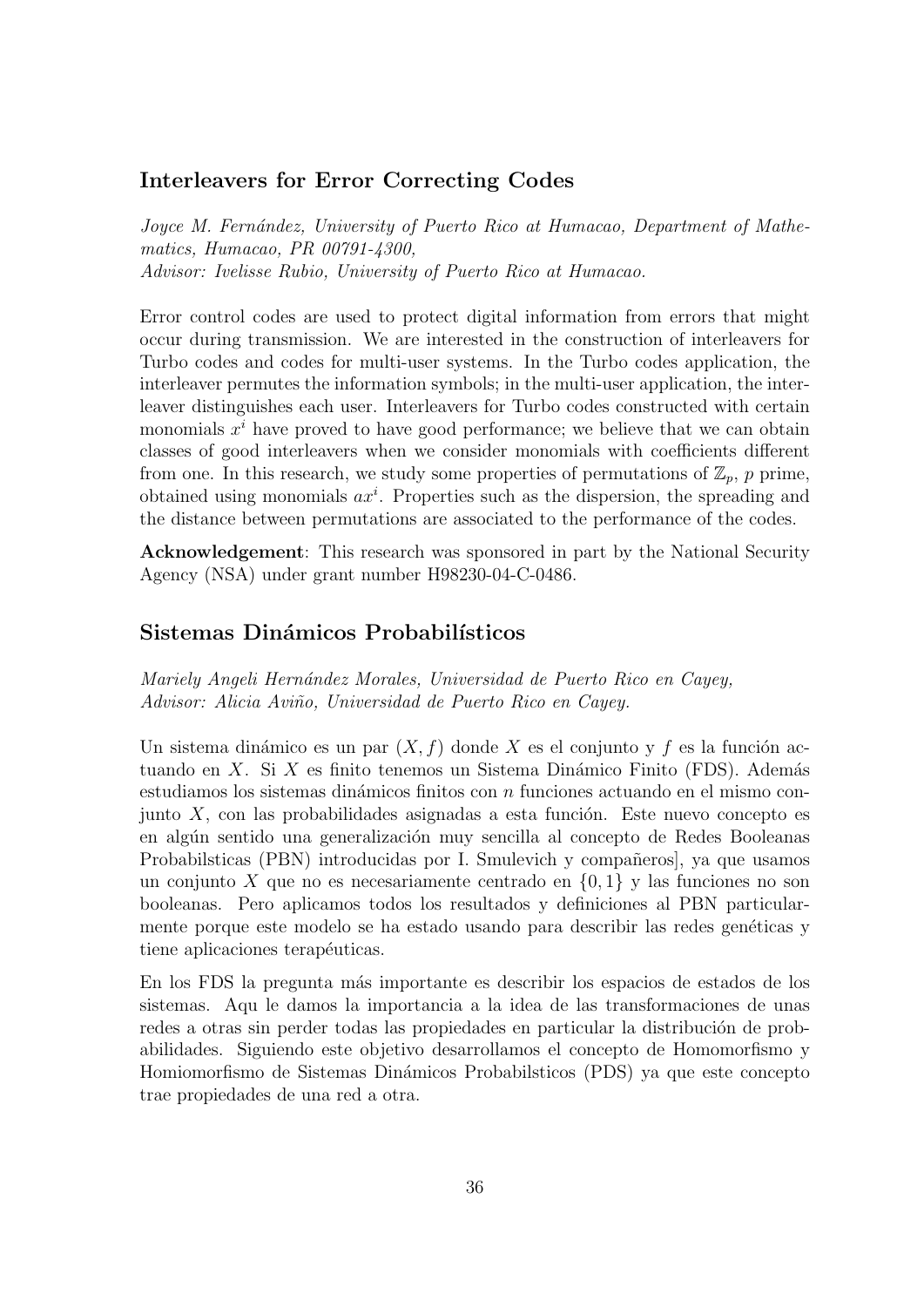## Interleavers for Error Correcting Codes

*Joyce M. Fernández, University of Puerto Rico at Humacao, Department of Mathematics, Humacao, PR 00791-4300,*
*Advisor: Ivelisse Rubio, University of Puerto Rico at Humacao.*

Error control codes are used to protect digital information from errors that might occur during transmission. We are interested in the construction of interleavers for Turbo codes and codes for multi-user systems. In the Turbo codes application, the interleaver permutes the information symbols; in the multi-user application, the interleaver distinguishes each user. Interleavers for Turbo codes constructed with certain monomials $x^i$ have proved to have good performance; we believe that we can obtain classes of good interleavers when we consider monomials with coefficients different from one. In this research, we study some properties of permutations of $\mathbb{Z}_p$, $p$ prime, obtained using monomials $ax^i$. Properties such as the dispersion, the spreading and the distance between permutations are associated to the performance of the codes.

**Acknowledgement**: This research was sponsored in part by the National Security Agency (NSA) under grant number H98230-04-C-0486.

## Sistemas Dinámicos Probabilísticos

*Mariely Angeli Hernández Morales, Universidad de Puerto Rico en Cayey,*
*Advisor: Alicia Aviño, Universidad de Puerto Rico en Cayey.*

Un sistema dinámico es un par $(X, f)$ donde $X$ es el conjunto y $f$ es la función actuando en $X$. Si $X$ es finito tenemos un Sistema Dinámico Finito (FDS). Además estudiamos los sistemas dinámicos finitos con $n$ funciones actuando en el mismo conjunto $X$, con las probabilidades asignadas a esta función. Este nuevo concepto es en algún sentido una generalización muy sencilla al concepto de Redes Booleanas Probabilsticas (PBN) introducidas por I. Smulevich y compañeros], ya que usamos un conjunto $X$ que no es necesariamente centrado en $\{0, 1\}$ y las funciones no son booleanas. Pero aplicamos todos los resultados y definiciones al PBN particularmente porque este modelo se ha estado usando para describir las redes genéticas y tiene aplicaciones terapéuticas.

En los FDS la pregunta más importante es describir los espacios de estados de los sistemas. Aqu le damos la importancia a la idea de las transformaciones de unas redes a otras sin perder todas las propiedades en particular la distribución de probabilidades. Siguiendo este objetivo desarrollamos el concepto de Homomorfismo y Homiomorfismo de Sistemas Dinámicos Probabilsticos (PDS) ya que este concepto trae propiedades de una red a otra.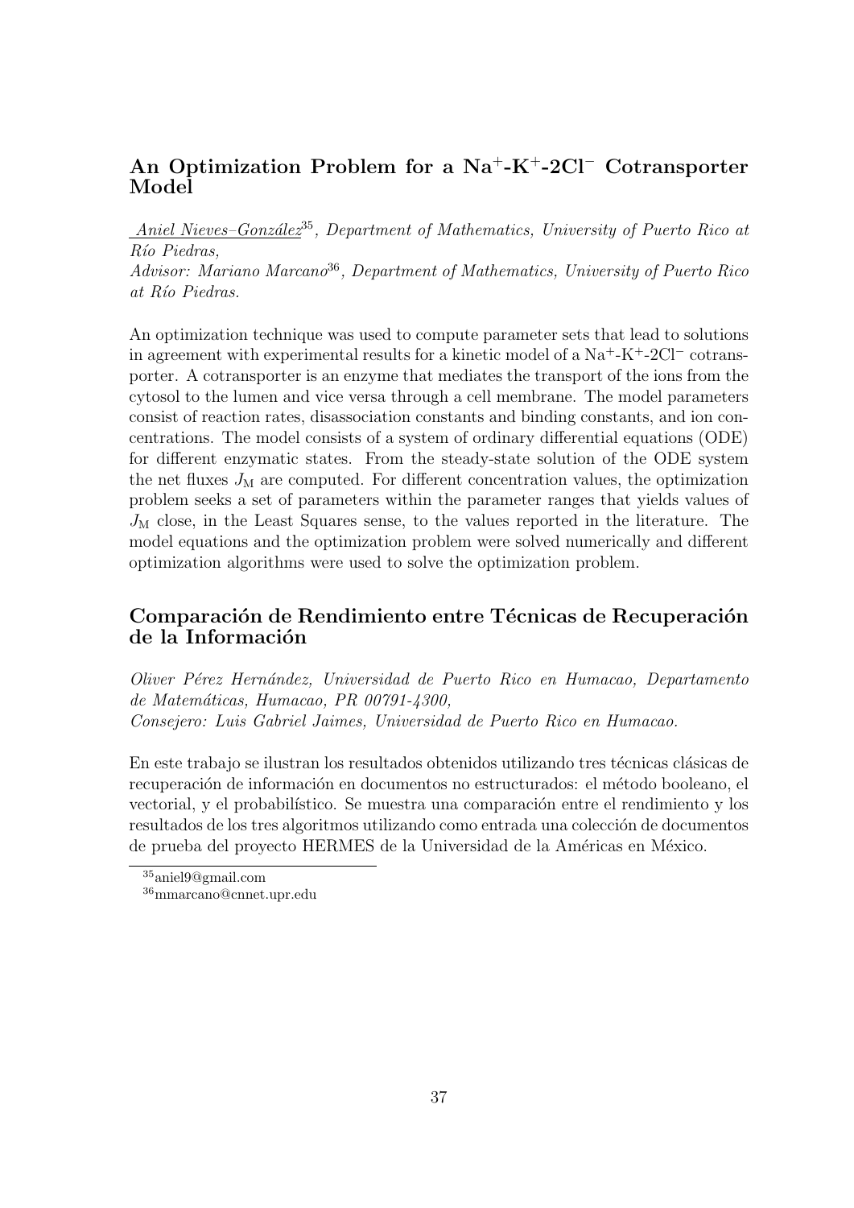## An Optimization Problem for a $Na^{+}$-$K^{+}$-$2Cl^{-}$ Cotransporter Model

*Aniel Nieves–González*[35], *Department of Mathematics, University of Puerto Rico at Río Piedras,*
*Advisor: Mariano Marcano*[36], *Department of Mathematics, University of Puerto Rico at Río Piedras.*

An optimization technique was used to compute parameter sets that lead to solutions in agreement with experimental results for a kinetic model of a $Na^{+}$-$K^{+}$-$2Cl^{-}$ cotransporter. A cotransporter is an enzyme that mediates the transport of the ions from the cytosol to the lumen and vice versa through a cell membrane. The model parameters consist of reaction rates, disassociation constants and binding constants, and ion concentrations. The model consists of a system of ordinary differential equations (ODE) for different enzymatic states. From the steady-state solution of the ODE system the net fluxes $J_{\mathrm{M}}$ are computed. For different concentration values, the optimization problem seeks a set of parameters within the parameter ranges that yields values of $J_{\mathrm{M}}$ close, in the Least Squares sense, to the values reported in the literature. The model equations and the optimization problem were solved numerically and different optimization algorithms were used to solve the optimization problem.

## Comparación de Rendimiento entre Técnicas de Recuperación de la Información

*Oliver Pérez Hernández, Universidad de Puerto Rico en Humacao, Departamento de Matemáticas, Humacao, PR 00791-4300,*
*Consejero: Luis Gabriel Jaimes, Universidad de Puerto Rico en Humacao.*

En este trabajo se ilustran los resultados obtenidos utilizando tres técnicas clásicas de recuperación de información en documentos no estructurados: el método booleano, el vectorial, y el probabilístico. Se muestra una comparación entre el rendimiento y los resultados de los tres algoritmos utilizando como entrada una colección de documentos de prueba del proyecto HERMES de la Universidad de la Américas en México.

[35] aniel9@gmail.com
[36] mmarcano@cnnet.upr.edu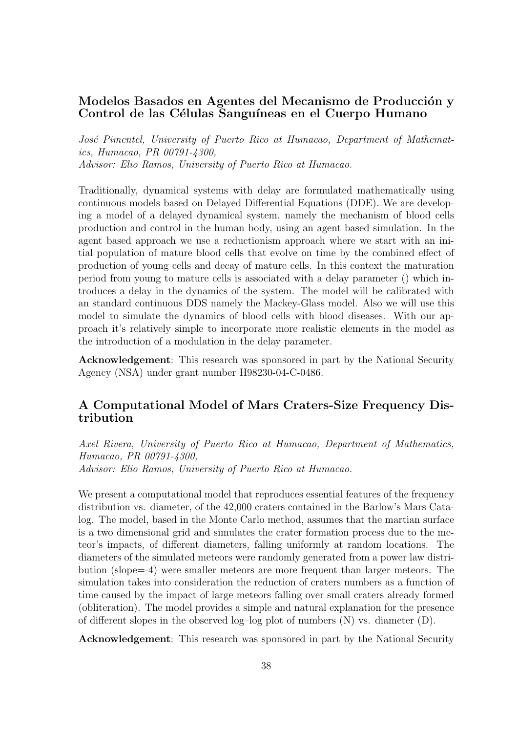### Modelos Basados en Agentes del Mecanismo de Producción y Control de las Células Sanguíneas en el Cuerpo Humano

*José Pimentel, University of Puerto Rico at Humacao, Department of Mathematics, Humacao, PR 00791-4300,*
*Advisor: Elio Ramos, University of Puerto Rico at Humacao.*

Traditionally, dynamical systems with delay are formulated mathematically using continuous models based on Delayed Differential Equations (DDE). We are developing a model of a delayed dynamical system, namely the mechanism of blood cells production and control in the human body, using an agent based simulation. In the agent based approach we use a reductionism approach where we start with an initial population of mature blood cells that evolve on time by the combined effect of production of young cells and decay of mature cells. In this context the maturation period from young to mature cells is associated with a delay parameter () which introduces a delay in the dynamics of the system. The model will be calibrated with an standard continuous DDS namely the Mackey-Glass model. Also we will use this model to simulate the dynamics of blood cells with blood diseases. With our approach it's relatively simple to incorporate more realistic elements in the model as the introduction of a modulation in the delay parameter.

**Acknowledgement**: This research was sponsored in part by the National Security Agency (NSA) under grant number H98230-04-C-0486.

### A Computational Model of Mars Craters-Size Frequency Distribution

*Axel Rivera, University of Puerto Rico at Humacao, Department of Mathematics, Humacao, PR 00791-4300,*
*Advisor: Elio Ramos, University of Puerto Rico at Humacao.*

We present a computational model that reproduces essential features of the frequency distribution vs. diameter, of the 42,000 craters contained in the Barlow's Mars Catalog. The model, based in the Monte Carlo method, assumes that the martian surface is a two dimensional grid and simulates the crater formation process due to the meteor's impacts, of different diameters, falling uniformly at random locations. The diameters of the simulated meteors were randomly generated from a power law distribution (slope=-4) were smaller meteors are more frequent than larger meteors. The simulation takes into consideration the reduction of craters numbers as a function of time caused by the impact of large meteors falling over small craters already formed (obliteration). The model provides a simple and natural explanation for the presence of different slopes in the observed log–log plot of numbers (N) vs. diameter (D).

**Acknowledgement**: This research was sponsored in part by the National Security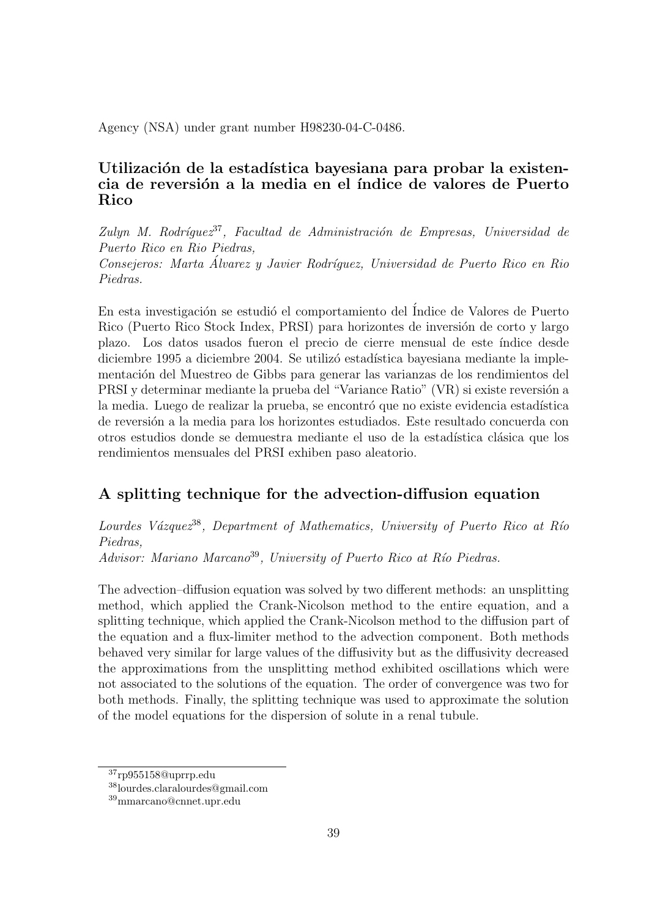Agency (NSA) under grant number H98230-04-C-0486.

### Utilización de la estadística bayesiana para probar la existencia de reversión a la media en el índice de valores de Puerto Rico

*Zulyn M. Rodríguez*[37], *Facultad de Administración de Empresas, Universidad de Puerto Rico en Rio Piedras,*
*Consejeros: Marta Álvarez y Javier Rodríguez, Universidad de Puerto Rico en Rio Piedras.*

En esta investigación se estudió el comportamiento del Índice de Valores de Puerto Rico (Puerto Rico Stock Index, PRSI) para horizontes de inversión de corto y largo plazo. Los datos usados fueron el precio de cierre mensual de este índice desde diciembre 1995 a diciembre 2004. Se utilizó estadística bayesiana mediante la implementación del Muestreo de Gibbs para generar las varianzas de los rendimientos del PRSI y determinar mediante la prueba del "Variance Ratio" (VR) si existe reversión a la media. Luego de realizar la prueba, se encontró que no existe evidencia estadística de reversión a la media para los horizontes estudiados. Este resultado concuerda con otros estudios donde se demuestra mediante el uso de la estadística clásica que los rendimientos mensuales del PRSI exhiben paso aleatorio.

### A splitting technique for the advection-diffusion equation

*Lourdes Vázquez*[38], *Department of Mathematics, University of Puerto Rico at Río Piedras,*
*Advisor: Mariano Marcano*[39], *University of Puerto Rico at Río Piedras.*

The advection–diffusion equation was solved by two different methods: an unsplitting method, which applied the Crank-Nicolson method to the entire equation, and a splitting technique, which applied the Crank-Nicolson method to the diffusion part of the equation and a flux-limiter method to the advection component. Both methods behaved very similar for large values of the diffusivity but as the diffusivity decreased the approximations from the unsplitting method exhibited oscillations which were not associated to the solutions of the equation. The order of convergence was two for both methods. Finally, the splitting technique was used to approximate the solution of the model equations for the dispersion of solute in a renal tubule.

---

[37] rp955158@uprrp.edu

[38] lourdes.claralourdes@gmail.com

[39] mmarcano@cnnet.upr.edu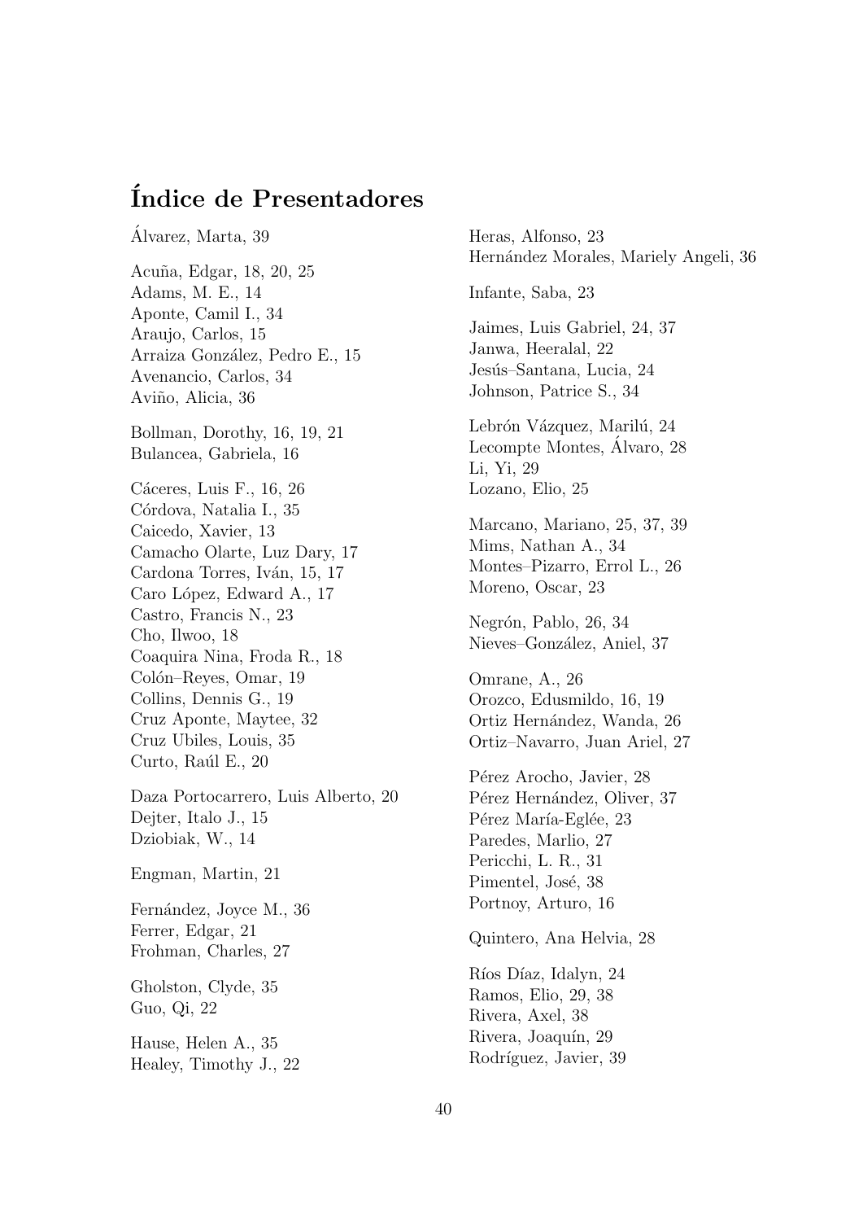# Índice de Presentadores

Álvarez, Marta, 39

Acuña, Edgar, 18, 20, 25
Adams, M. E., 14
Aponte, Camil I., 34
Araujo, Carlos, 15
Arraiza González, Pedro E., 15
Avenancio, Carlos, 34
Aviño, Alicia, 36

Bollman, Dorothy, 16, 19, 21
Bulancea, Gabriela, 16

Cáceres, Luis F., 16, 26
Córdova, Natalia I., 35
Caicedo, Xavier, 13
Camacho Olarte, Luz Dary, 17
Cardona Torres, Iván, 15, 17
Caro López, Edward A., 17
Castro, Francis N., 23
Cho, Ilwoo, 18
Coaquira Nina, Froda R., 18
Colón–Reyes, Omar, 19
Collins, Dennis G., 19
Cruz Aponte, Maytee, 32
Cruz Ubiles, Louis, 35
Curto, Raúl E., 20

Daza Portocarrero, Luis Alberto, 20
Dejter, Italo J., 15
Dziobiak, W., 14

Engman, Martin, 21

Fernández, Joyce M., 36
Ferrer, Edgar, 21
Frohman, Charles, 27

Gholston, Clyde, 35
Guo, Qi, 22

Hause, Helen A., 35
Healey, Timothy J., 22
Heras, Alfonso, 23
Hernández Morales, Mariely Angeli, 36

Infante, Saba, 23

Jaimes, Luis Gabriel, 24, 37
Janwa, Heeralal, 22
Jesús–Santana, Lucia, 24
Johnson, Patrice S., 34

Lebrón Vázquez, Marilú, 24
Lecompte Montes, Álvaro, 28
Li, Yi, 29
Lozano, Elio, 25

Marcano, Mariano, 25, 37, 39
Mims, Nathan A., 34
Montes–Pizarro, Errol L., 26
Moreno, Oscar, 23

Negrón, Pablo, 26, 34
Nieves–González, Aniel, 37

Omrane, A., 26
Orozco, Edusmildo, 16, 19
Ortiz Hernández, Wanda, 26
Ortiz–Navarro, Juan Ariel, 27

Pérez Arocho, Javier, 28
Pérez Hernández, Oliver, 37
Pérez María-Eglée, 23
Paredes, Marlio, 27
Pericchi, L. R., 31
Pimentel, José, 38
Portnoy, Arturo, 16

Quintero, Ana Helvia, 28

Ríos Díaz, Idalyn, 24
Ramos, Elio, 29, 38
Rivera, Axel, 38
Rivera, Joaquín, 29
Rodríguez, Javier, 39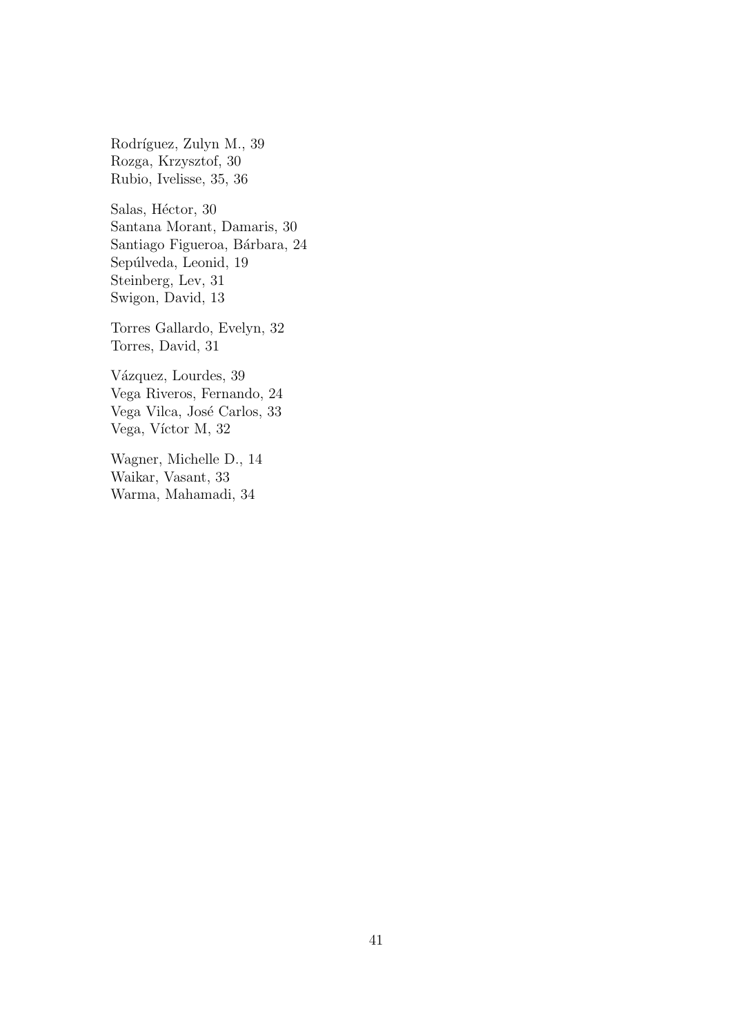Rodríguez, Zulyn M., 39
Rozga, Krzysztof, 30
Rubio, Ivelisse, 35, 36

Salas, Héctor, 30
Santana Morant, Damaris, 30
Santiago Figueroa, Bárbara, 24
Sepúlveda, Leonid, 19
Steinberg, Lev, 31
Swigon, David, 13

Torres Gallardo, Evelyn, 32
Torres, David, 31

Vázquez, Lourdes, 39
Vega Riveros, Fernando, 24
Vega Vilca, José Carlos, 33
Vega, Víctor M, 32

Wagner, Michelle D., 14
Waikar, Vasant, 33
Warma, Mahamadi, 34